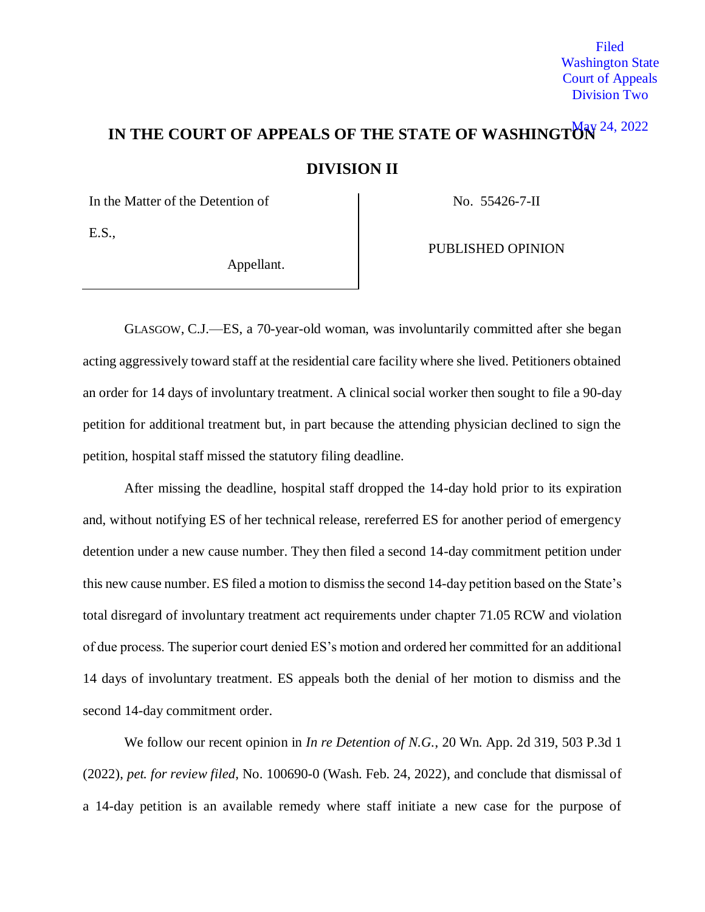Filed
Washington State
Court of Appeals
Division Two

May 24, 2022

# IN THE COURT OF APPEALS OF THE STATE OF WASHINGTON

## DIVISION II

| In the Matter of the Detention of<br><br>E.S.,<br><br>Appellant. | No. 55426-7-II<br><br>PUBLISHED OPINION |
|---|---|

GLASGOW, C.J.—ES, a 70-year-old woman, was involuntarily committed after she began acting aggressively toward staff at the residential care facility where she lived. Petitioners obtained an order for 14 days of involuntary treatment. A clinical social worker then sought to file a 90-day petition for additional treatment but, in part because the attending physician declined to sign the petition, hospital staff missed the statutory filing deadline.

After missing the deadline, hospital staff dropped the 14-day hold prior to its expiration and, without notifying ES of her technical release, rereferred ES for another period of emergency detention under a new cause number. They then filed a second 14-day commitment petition under this new cause number. ES filed a motion to dismiss the second 14-day petition based on the State's total disregard of involuntary treatment act requirements under chapter 71.05 RCW and violation of due process. The superior court denied ES's motion and ordered her committed for an additional 14 days of involuntary treatment. ES appeals both the denial of her motion to dismiss and the second 14-day commitment order.

We follow our recent opinion in *In re Detention of N.G.*, 20 Wn. App. 2d 319, 503 P.3d 1 (2022), *pet. for review filed*, No. 100690-0 (Wash. Feb. 24, 2022), and conclude that dismissal of a 14-day petition is an available remedy where staff initiate a new case for the purpose of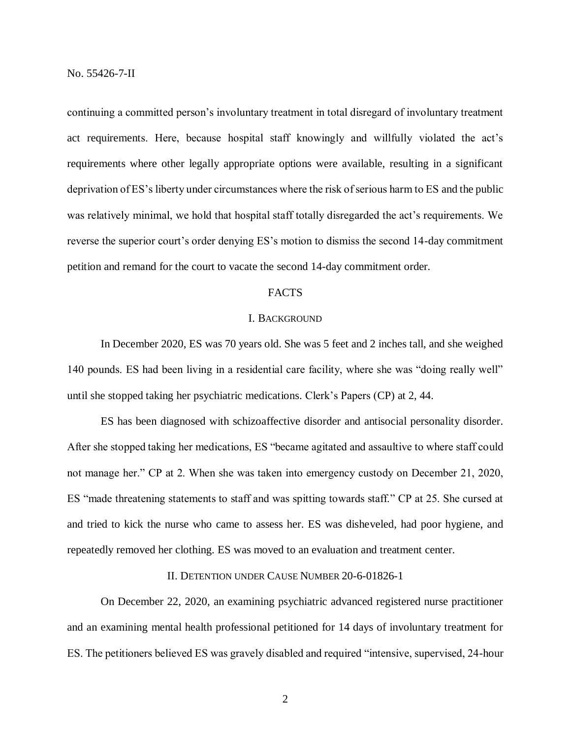continuing a committed person's involuntary treatment in total disregard of involuntary treatment act requirements. Here, because hospital staff knowingly and willfully violated the act's requirements where other legally appropriate options were available, resulting in a significant deprivation of ES's liberty under circumstances where the risk of serious harm to ES and the public was relatively minimal, we hold that hospital staff totally disregarded the act's requirements. We reverse the superior court's order denying ES's motion to dismiss the second 14-day commitment petition and remand for the court to vacate the second 14-day commitment order.

## FACTS

### I. BACKGROUND

In December 2020, ES was 70 years old. She was 5 feet and 2 inches tall, and she weighed 140 pounds. ES had been living in a residential care facility, where she was "doing really well" until she stopped taking her psychiatric medications. Clerk's Papers (CP) at 2, 44.

ES has been diagnosed with schizoaffective disorder and antisocial personality disorder. After she stopped taking her medications, ES "became agitated and assaultive to where staff could not manage her." CP at 2. When she was taken into emergency custody on December 21, 2020, ES "made threatening statements to staff and was spitting towards staff." CP at 25. She cursed at and tried to kick the nurse who came to assess her. ES was disheveled, had poor hygiene, and repeatedly removed her clothing. ES was moved to an evaluation and treatment center.

### II. DETENTION UNDER CAUSE NUMBER 20-6-01826-1

On December 22, 2020, an examining psychiatric advanced registered nurse practitioner and an examining mental health professional petitioned for 14 days of involuntary treatment for ES. The petitioners believed ES was gravely disabled and required "intensive, supervised, 24-hour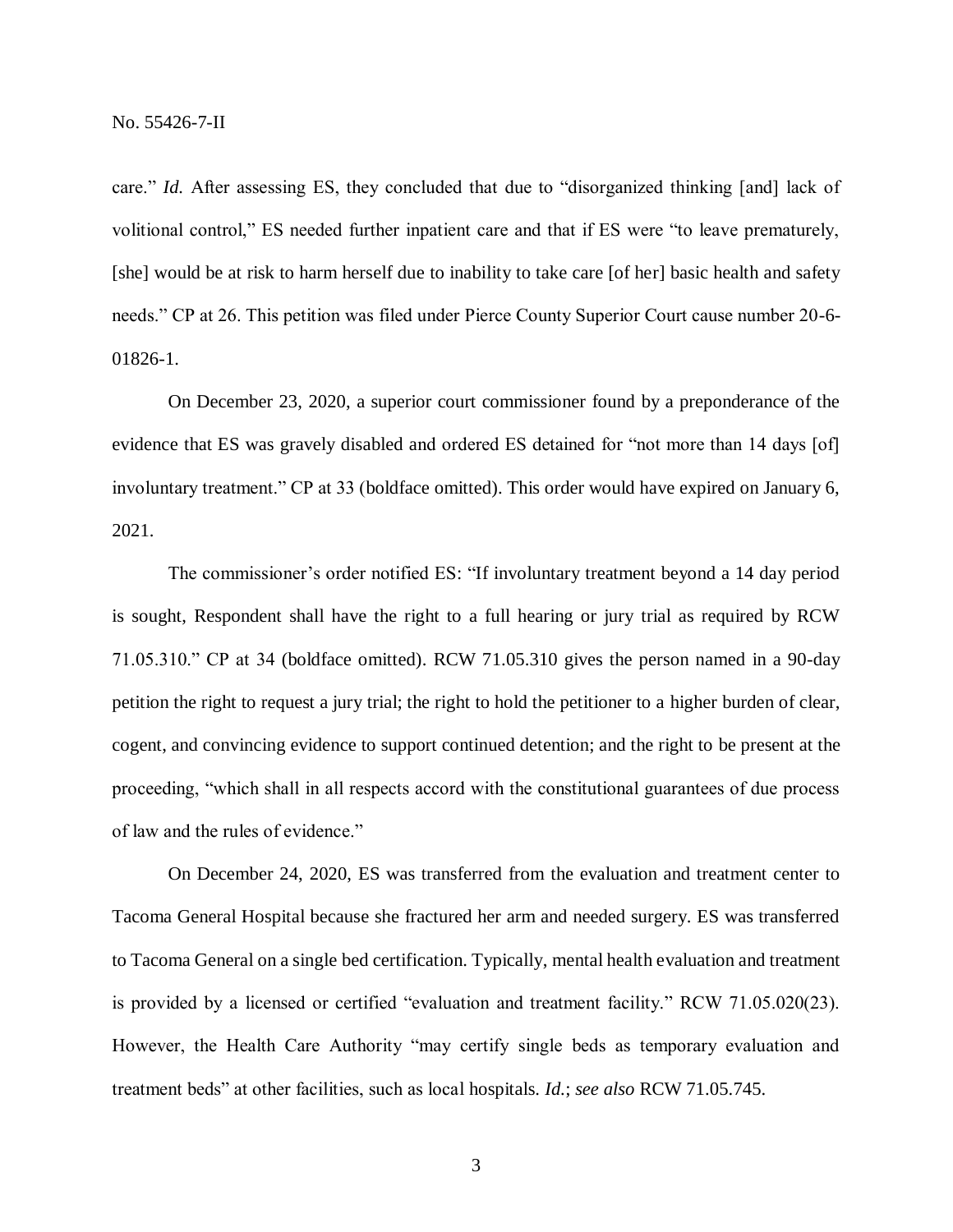care." *Id.* After assessing ES, they concluded that due to "disorganized thinking [and] lack of volitional control," ES needed further inpatient care and that if ES were "to leave prematurely, [she] would be at risk to harm herself due to inability to take care [of her] basic health and safety needs." CP at 26. This petition was filed under Pierce County Superior Court cause number 20-6-01826-1.

On December 23, 2020, a superior court commissioner found by a preponderance of the evidence that ES was gravely disabled and ordered ES detained for "not more than 14 days [of] involuntary treatment." CP at 33 (boldface omitted). This order would have expired on January 6, 2021.

The commissioner's order notified ES: "If involuntary treatment beyond a 14 day period is sought, Respondent shall have the right to a full hearing or jury trial as required by RCW 71.05.310." CP at 34 (boldface omitted). RCW 71.05.310 gives the person named in a 90-day petition the right to request a jury trial; the right to hold the petitioner to a higher burden of clear, cogent, and convincing evidence to support continued detention; and the right to be present at the proceeding, "which shall in all respects accord with the constitutional guarantees of due process of law and the rules of evidence."

On December 24, 2020, ES was transferred from the evaluation and treatment center to Tacoma General Hospital because she fractured her arm and needed surgery. ES was transferred to Tacoma General on a single bed certification. Typically, mental health evaluation and treatment is provided by a licensed or certified "evaluation and treatment facility." RCW 71.05.020(23). However, the Health Care Authority "may certify single beds as temporary evaluation and treatment beds" at other facilities, such as local hospitals. *Id.*; *see also* RCW 71.05.745.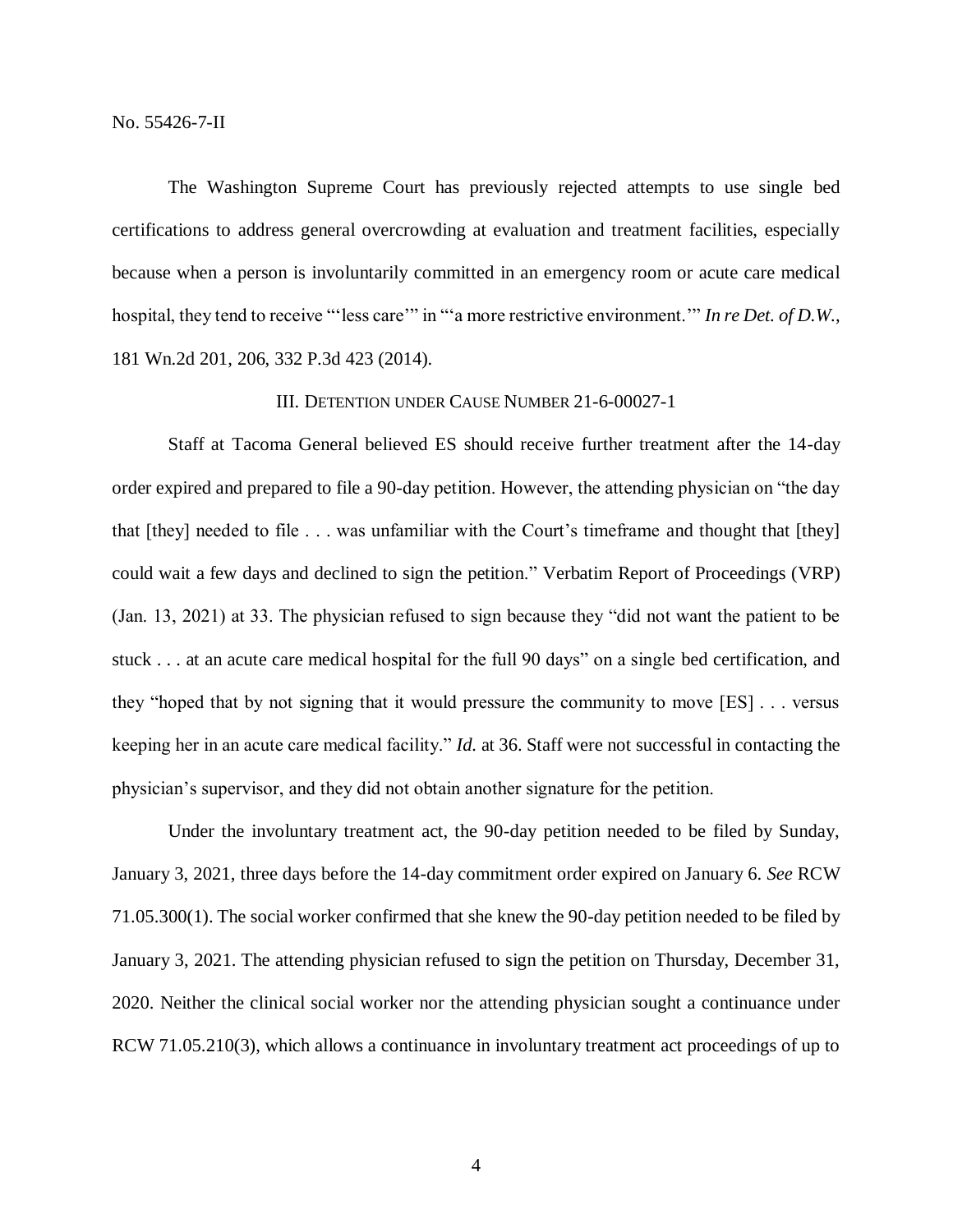The Washington Supreme Court has previously rejected attempts to use single bed certifications to address general overcrowding at evaluation and treatment facilities, especially because when a person is involuntarily committed in an emergency room or acute care medical hospital, they tend to receive "'less care'" in "'a more restrictive environment.'" *In re Det. of D.W.*, 181 Wn.2d 201, 206, 332 P.3d 423 (2014).

### III. Detention under Cause Number 21-6-00027-1

Staff at Tacoma General believed ES should receive further treatment after the 14-day order expired and prepared to file a 90-day petition. However, the attending physician on "the day that [they] needed to file . . . was unfamiliar with the Court's timeframe and thought that [they] could wait a few days and declined to sign the petition." Verbatim Report of Proceedings (VRP) (Jan. 13, 2021) at 33. The physician refused to sign because they "did not want the patient to be stuck . . . at an acute care medical hospital for the full 90 days" on a single bed certification, and they "hoped that by not signing that it would pressure the community to move [ES] . . . versus keeping her in an acute care medical facility." *Id.* at 36. Staff were not successful in contacting the physician's supervisor, and they did not obtain another signature for the petition.

Under the involuntary treatment act, the 90-day petition needed to be filed by Sunday, January 3, 2021, three days before the 14-day commitment order expired on January 6. *See* RCW 71.05.300(1). The social worker confirmed that she knew the 90-day petition needed to be filed by January 3, 2021. The attending physician refused to sign the petition on Thursday, December 31, 2020. Neither the clinical social worker nor the attending physician sought a continuance under RCW 71.05.210(3), which allows a continuance in involuntary treatment act proceedings of up to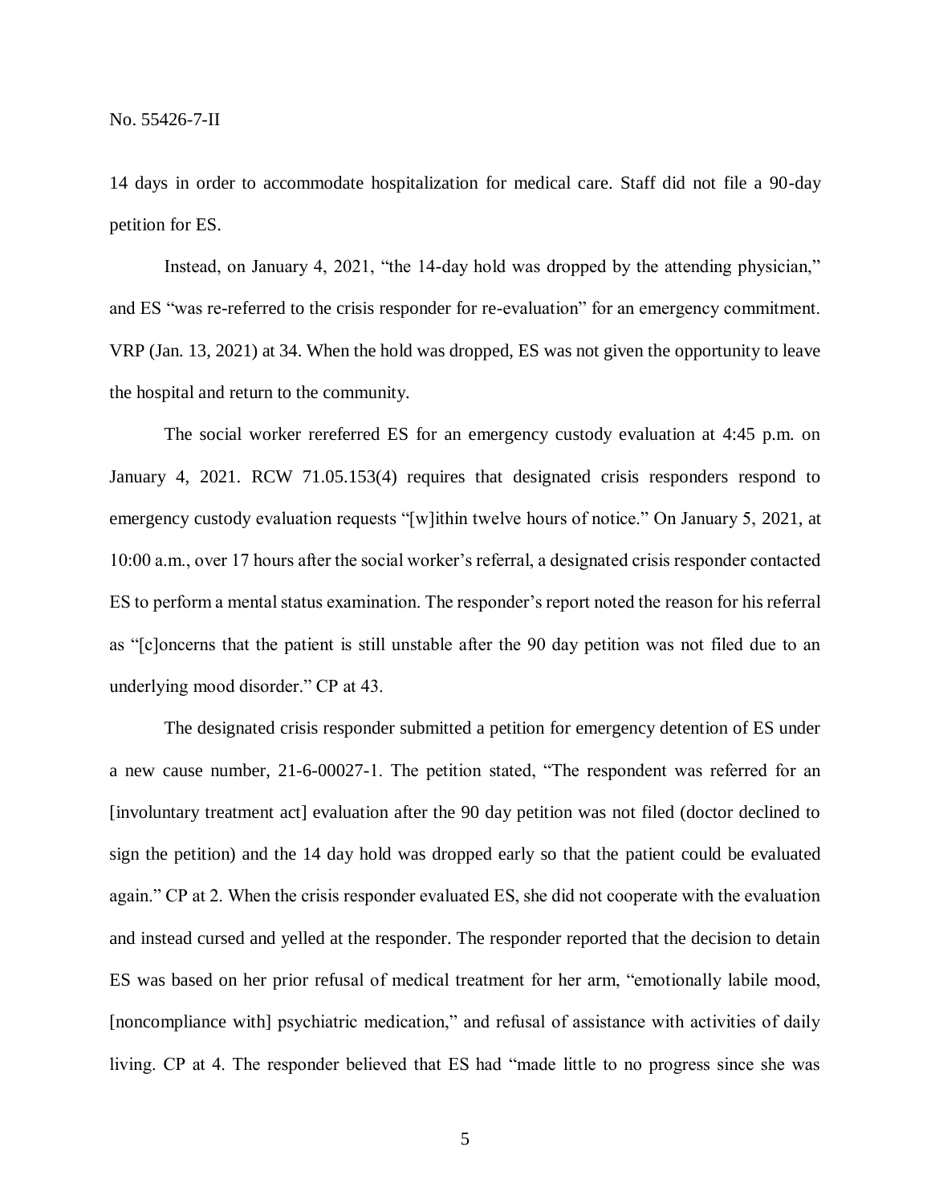14 days in order to accommodate hospitalization for medical care. Staff did not file a 90-day petition for ES.

Instead, on January 4, 2021, "the 14-day hold was dropped by the attending physician," and ES "was re-referred to the crisis responder for re-evaluation" for an emergency commitment. VRP (Jan. 13, 2021) at 34. When the hold was dropped, ES was not given the opportunity to leave the hospital and return to the community.

The social worker rereferred ES for an emergency custody evaluation at 4:45 p.m. on January 4, 2021. RCW 71.05.153(4) requires that designated crisis responders respond to emergency custody evaluation requests "[w]ithin twelve hours of notice." On January 5, 2021, at 10:00 a.m., over 17 hours after the social worker's referral, a designated crisis responder contacted ES to perform a mental status examination. The responder's report noted the reason for his referral as "[c]oncerns that the patient is still unstable after the 90 day petition was not filed due to an underlying mood disorder." CP at 43.

The designated crisis responder submitted a petition for emergency detention of ES under a new cause number, 21-6-00027-1. The petition stated, "The respondent was referred for an [involuntary treatment act] evaluation after the 90 day petition was not filed (doctor declined to sign the petition) and the 14 day hold was dropped early so that the patient could be evaluated again." CP at 2. When the crisis responder evaluated ES, she did not cooperate with the evaluation and instead cursed and yelled at the responder. The responder reported that the decision to detain ES was based on her prior refusal of medical treatment for her arm, "emotionally labile mood, [noncompliance with] psychiatric medication," and refusal of assistance with activities of daily living. CP at 4. The responder believed that ES had "made little to no progress since she was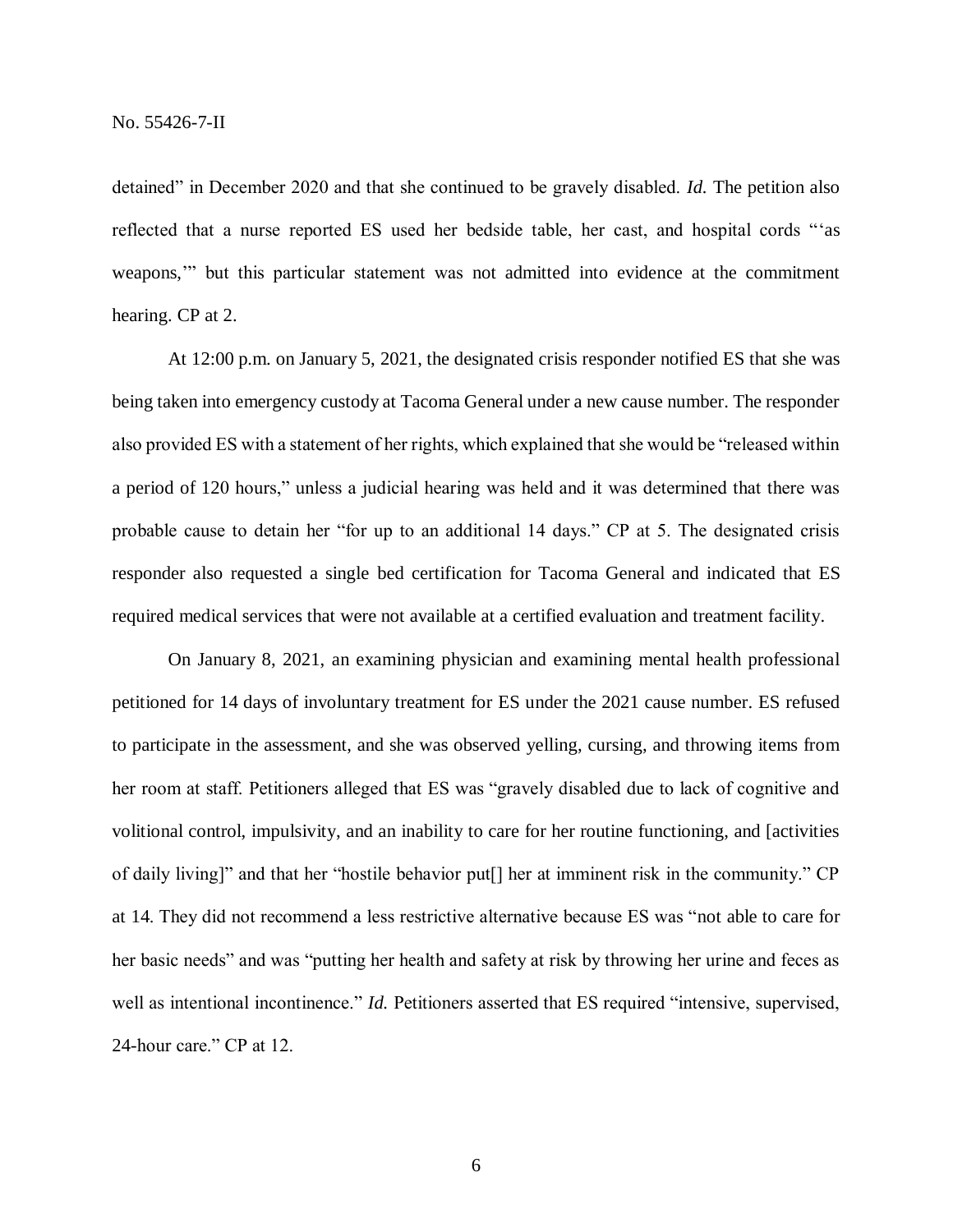detained" in December 2020 and that she continued to be gravely disabled. *Id.* The petition also reflected that a nurse reported ES used her bedside table, her cast, and hospital cords "'as weapons,'" but this particular statement was not admitted into evidence at the commitment hearing. CP at 2.

At 12:00 p.m. on January 5, 2021, the designated crisis responder notified ES that she was being taken into emergency custody at Tacoma General under a new cause number. The responder also provided ES with a statement of her rights, which explained that she would be "released within a period of 120 hours," unless a judicial hearing was held and it was determined that there was probable cause to detain her "for up to an additional 14 days." CP at 5. The designated crisis responder also requested a single bed certification for Tacoma General and indicated that ES required medical services that were not available at a certified evaluation and treatment facility.

On January 8, 2021, an examining physician and examining mental health professional petitioned for 14 days of involuntary treatment for ES under the 2021 cause number. ES refused to participate in the assessment, and she was observed yelling, cursing, and throwing items from her room at staff. Petitioners alleged that ES was "gravely disabled due to lack of cognitive and volitional control, impulsivity, and an inability to care for her routine functioning, and [activities of daily living]" and that her "hostile behavior put[] her at imminent risk in the community." CP at 14. They did not recommend a less restrictive alternative because ES was "not able to care for her basic needs" and was "putting her health and safety at risk by throwing her urine and feces as well as intentional incontinence." *Id.* Petitioners asserted that ES required "intensive, supervised, 24-hour care." CP at 12.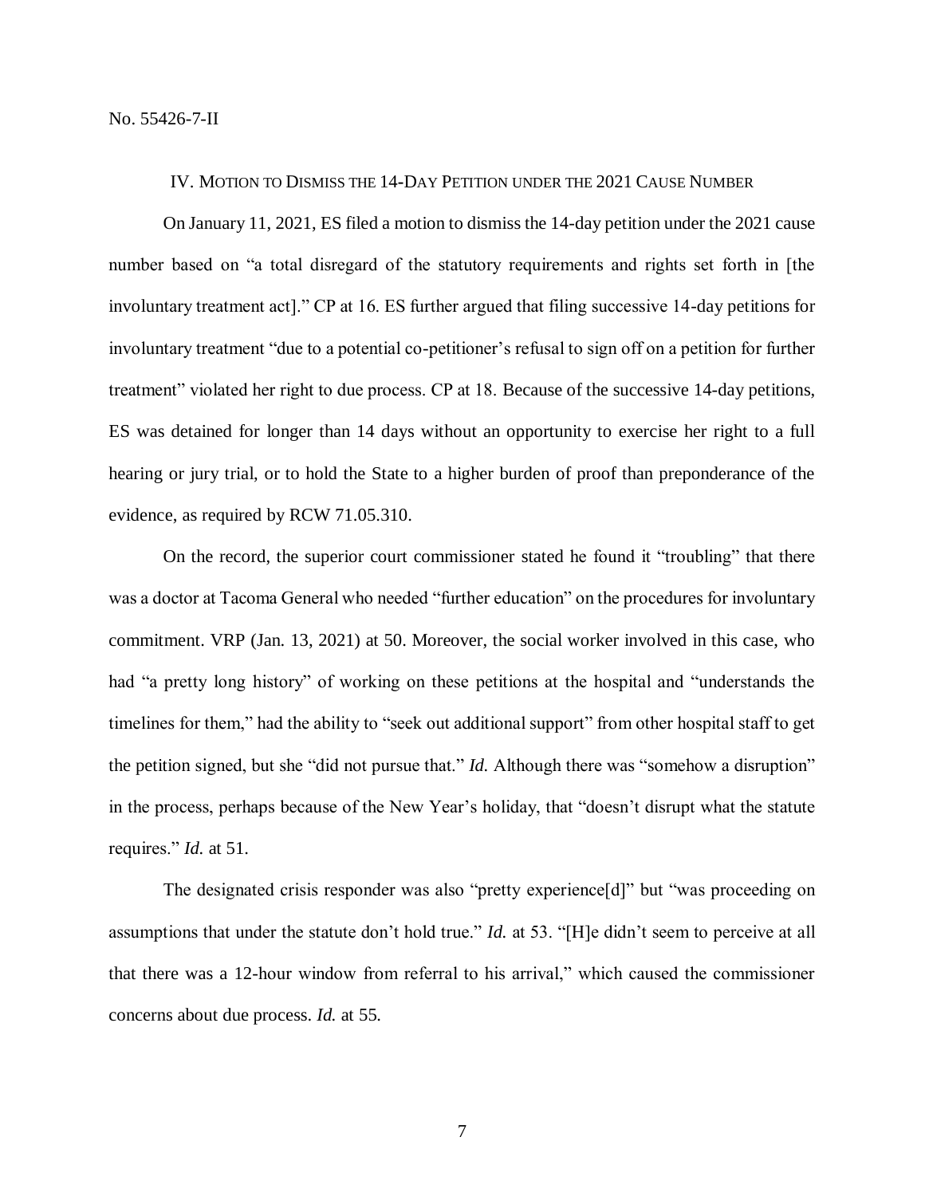## IV. Motion to Dismiss the 14-Day Petition under the 2021 Cause Number

On January 11, 2021, ES filed a motion to dismiss the 14-day petition under the 2021 cause number based on "a total disregard of the statutory requirements and rights set forth in [the involuntary treatment act]." CP at 16. ES further argued that filing successive 14-day petitions for involuntary treatment "due to a potential co-petitioner's refusal to sign off on a petition for further treatment" violated her right to due process. CP at 18. Because of the successive 14-day petitions, ES was detained for longer than 14 days without an opportunity to exercise her right to a full hearing or jury trial, or to hold the State to a higher burden of proof than preponderance of the evidence, as required by RCW 71.05.310.

On the record, the superior court commissioner stated he found it "troubling" that there was a doctor at Tacoma General who needed "further education" on the procedures for involuntary commitment. VRP (Jan. 13, 2021) at 50. Moreover, the social worker involved in this case, who had "a pretty long history" of working on these petitions at the hospital and "understands the timelines for them," had the ability to "seek out additional support" from other hospital staff to get the petition signed, but she "did not pursue that." *Id.* Although there was "somehow a disruption" in the process, perhaps because of the New Year's holiday, that "doesn't disrupt what the statute requires." *Id.* at 51.

The designated crisis responder was also "pretty experience[d]" but "was proceeding on assumptions that under the statute don't hold true." *Id.* at 53. "[H]e didn't seem to perceive at all that there was a 12-hour window from referral to his arrival," which caused the commissioner concerns about due process. *Id.* at 55.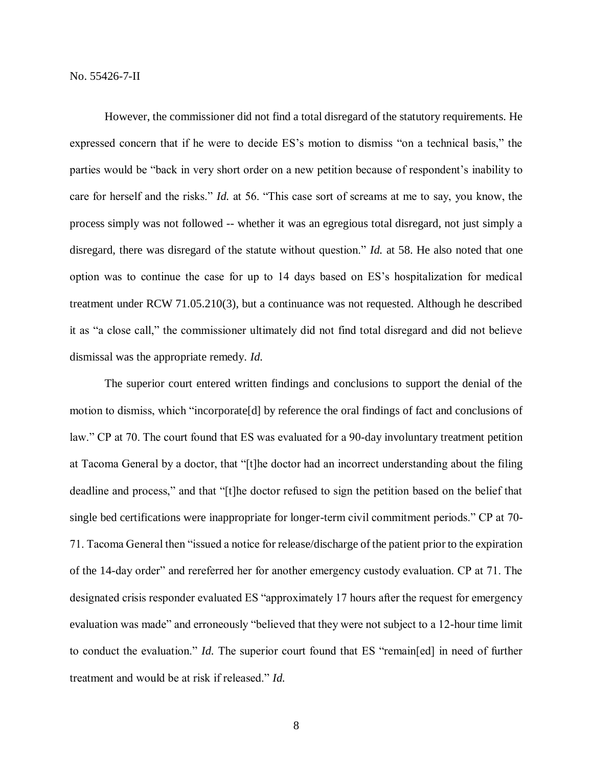However, the commissioner did not find a total disregard of the statutory requirements. He expressed concern that if he were to decide ES's motion to dismiss "on a technical basis," the parties would be "back in very short order on a new petition because of respondent's inability to care for herself and the risks." *Id.* at 56. "This case sort of screams at me to say, you know, the process simply was not followed -- whether it was an egregious total disregard, not just simply a disregard, there was disregard of the statute without question." *Id.* at 58. He also noted that one option was to continue the case for up to 14 days based on ES's hospitalization for medical treatment under RCW 71.05.210(3), but a continuance was not requested. Although he described it as "a close call," the commissioner ultimately did not find total disregard and did not believe dismissal was the appropriate remedy. *Id.*

The superior court entered written findings and conclusions to support the denial of the motion to dismiss, which "incorporate[d] by reference the oral findings of fact and conclusions of law." CP at 70. The court found that ES was evaluated for a 90-day involuntary treatment petition at Tacoma General by a doctor, that "[t]he doctor had an incorrect understanding about the filing deadline and process," and that "[t]he doctor refused to sign the petition based on the belief that single bed certifications were inappropriate for longer-term civil commitment periods." CP at 70-71. Tacoma General then "issued a notice for release/discharge of the patient prior to the expiration of the 14-day order" and rereferred her for another emergency custody evaluation. CP at 71. The designated crisis responder evaluated ES "approximately 17 hours after the request for emergency evaluation was made" and erroneously "believed that they were not subject to a 12-hour time limit to conduct the evaluation." *Id.* The superior court found that ES "remain[ed] in need of further treatment and would be at risk if released." *Id.*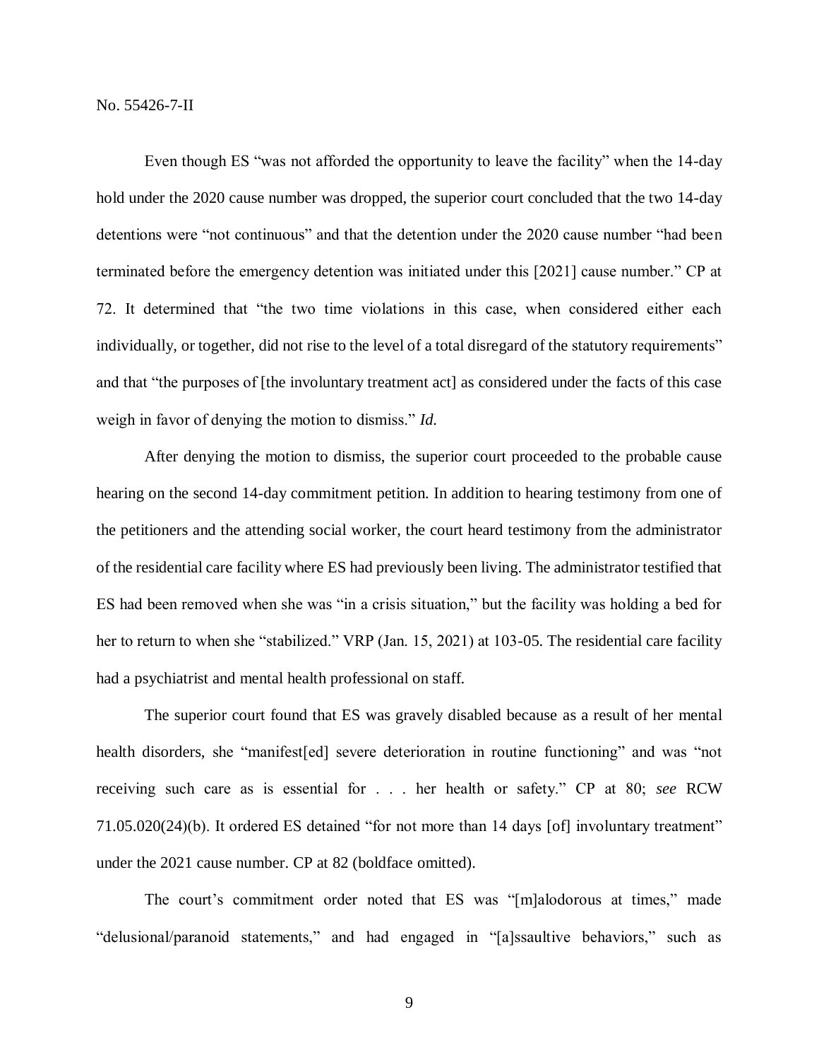Even though ES "was not afforded the opportunity to leave the facility" when the 14-day hold under the 2020 cause number was dropped, the superior court concluded that the two 14-day detentions were "not continuous" and that the detention under the 2020 cause number "had been terminated before the emergency detention was initiated under this [2021] cause number." CP at 72. It determined that "the two time violations in this case, when considered either each individually, or together, did not rise to the level of a total disregard of the statutory requirements" and that "the purposes of [the involuntary treatment act] as considered under the facts of this case weigh in favor of denying the motion to dismiss." *Id.*

After denying the motion to dismiss, the superior court proceeded to the probable cause hearing on the second 14-day commitment petition. In addition to hearing testimony from one of the petitioners and the attending social worker, the court heard testimony from the administrator of the residential care facility where ES had previously been living. The administrator testified that ES had been removed when she was "in a crisis situation," but the facility was holding a bed for her to return to when she "stabilized." VRP (Jan. 15, 2021) at 103-05. The residential care facility had a psychiatrist and mental health professional on staff.

The superior court found that ES was gravely disabled because as a result of her mental health disorders, she "manifest[ed] severe deterioration in routine functioning" and was "not receiving such care as is essential for . . . her health or safety." CP at 80; *see* RCW 71.05.020(24)(b). It ordered ES detained "for not more than 14 days [of] involuntary treatment" under the 2021 cause number. CP at 82 (boldface omitted).

The court's commitment order noted that ES was "[m]alodorous at times," made "delusional/paranoid statements," and had engaged in "[a]ssaultive behaviors," such as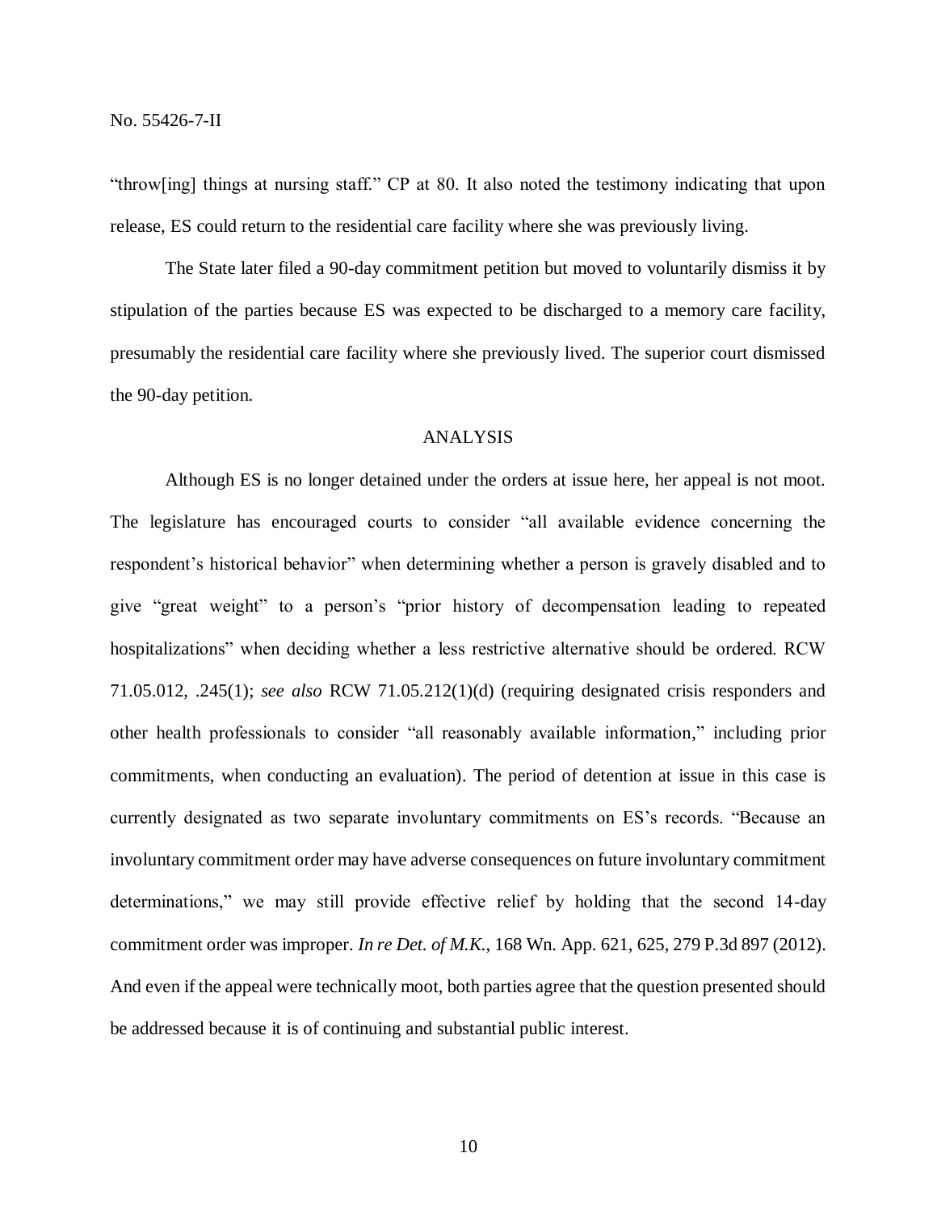"throw[ing] things at nursing staff." CP at 80. It also noted the testimony indicating that upon release, ES could return to the residential care facility where she was previously living.

The State later filed a 90-day commitment petition but moved to voluntarily dismiss it by stipulation of the parties because ES was expected to be discharged to a memory care facility, presumably the residential care facility where she previously lived. The superior court dismissed the 90-day petition.

## ANALYSIS

Although ES is no longer detained under the orders at issue here, her appeal is not moot. The legislature has encouraged courts to consider "all available evidence concerning the respondent's historical behavior" when determining whether a person is gravely disabled and to give "great weight" to a person's "prior history of decompensation leading to repeated hospitalizations" when deciding whether a less restrictive alternative should be ordered. RCW 71.05.012, .245(1); *see also* RCW 71.05.212(1)(d) (requiring designated crisis responders and other health professionals to consider "all reasonably available information," including prior commitments, when conducting an evaluation). The period of detention at issue in this case is currently designated as two separate involuntary commitments on ES's records. "Because an involuntary commitment order may have adverse consequences on future involuntary commitment determinations," we may still provide effective relief by holding that the second 14-day commitment order was improper. *In re Det. of M.K.*, 168 Wn. App. 621, 625, 279 P.3d 897 (2012). And even if the appeal were technically moot, both parties agree that the question presented should be addressed because it is of continuing and substantial public interest.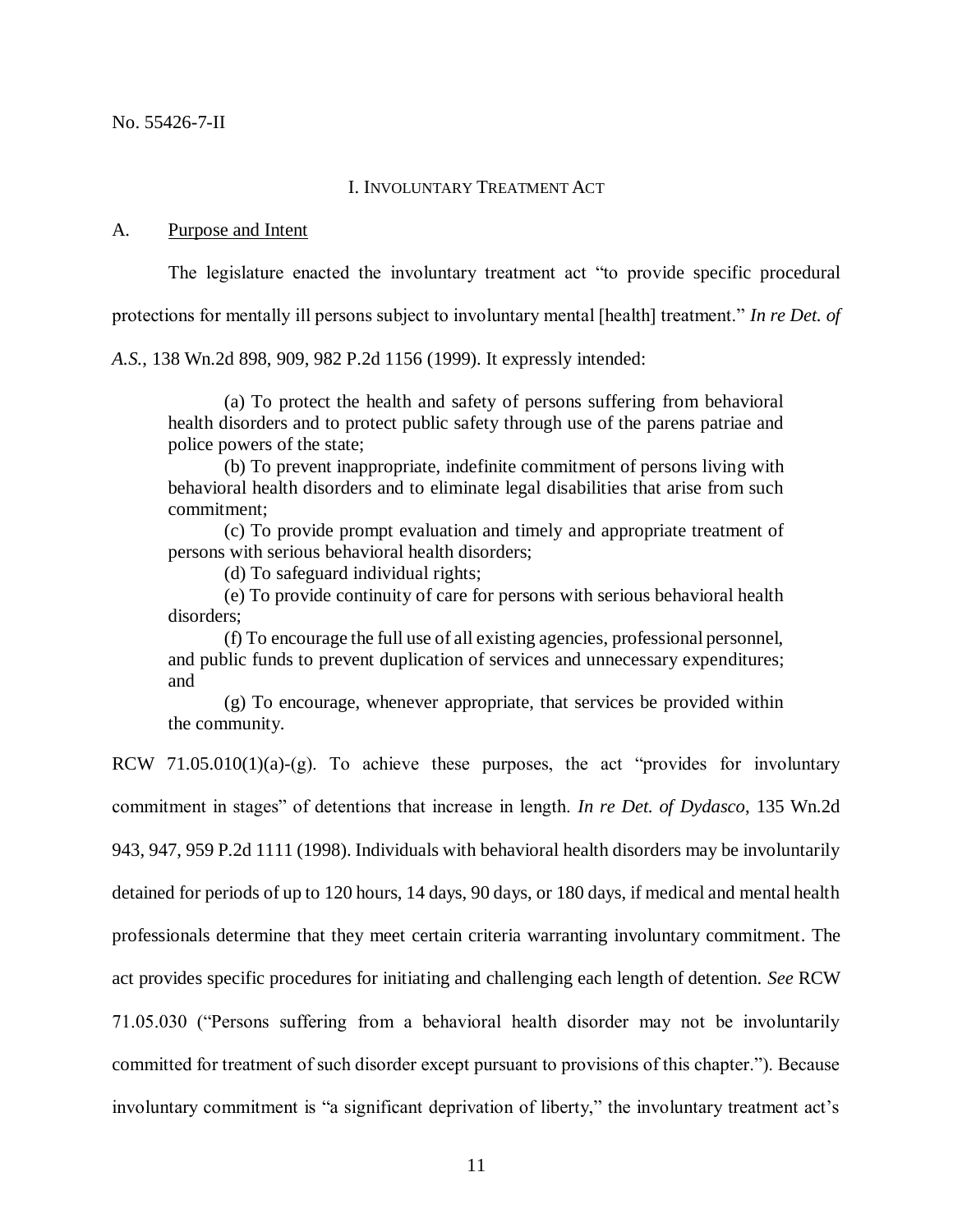## I. Involuntary Treatment Act

### A. Purpose and Intent

The legislature enacted the involuntary treatment act "to provide specific procedural protections for mentally ill persons subject to involuntary mental [health] treatment." *In re Det. of A.S.*, 138 Wn.2d 898, 909, 982 P.2d 1156 (1999). It expressly intended:

> (a) To protect the health and safety of persons suffering from behavioral health disorders and to protect public safety through use of the parens patriae and police powers of the state;
>
> (b) To prevent inappropriate, indefinite commitment of persons living with behavioral health disorders and to eliminate legal disabilities that arise from such commitment;
>
> (c) To provide prompt evaluation and timely and appropriate treatment of persons with serious behavioral health disorders;
>
> (d) To safeguard individual rights;
>
> (e) To provide continuity of care for persons with serious behavioral health disorders;
>
> (f) To encourage the full use of all existing agencies, professional personnel, and public funds to prevent duplication of services and unnecessary expenditures; and
>
> (g) To encourage, whenever appropriate, that services be provided within the community.

RCW 71.05.010(1)(a)-(g). To achieve these purposes, the act "provides for involuntary commitment in stages" of detentions that increase in length. *In re Det. of Dydasco*, 135 Wn.2d 943, 947, 959 P.2d 1111 (1998). Individuals with behavioral health disorders may be involuntarily detained for periods of up to 120 hours, 14 days, 90 days, or 180 days, if medical and mental health professionals determine that they meet certain criteria warranting involuntary commitment. The act provides specific procedures for initiating and challenging each length of detention. *See* RCW 71.05.030 ("Persons suffering from a behavioral health disorder may not be involuntarily committed for treatment of such disorder except pursuant to provisions of this chapter."). Because involuntary commitment is "a significant deprivation of liberty," the involuntary treatment act's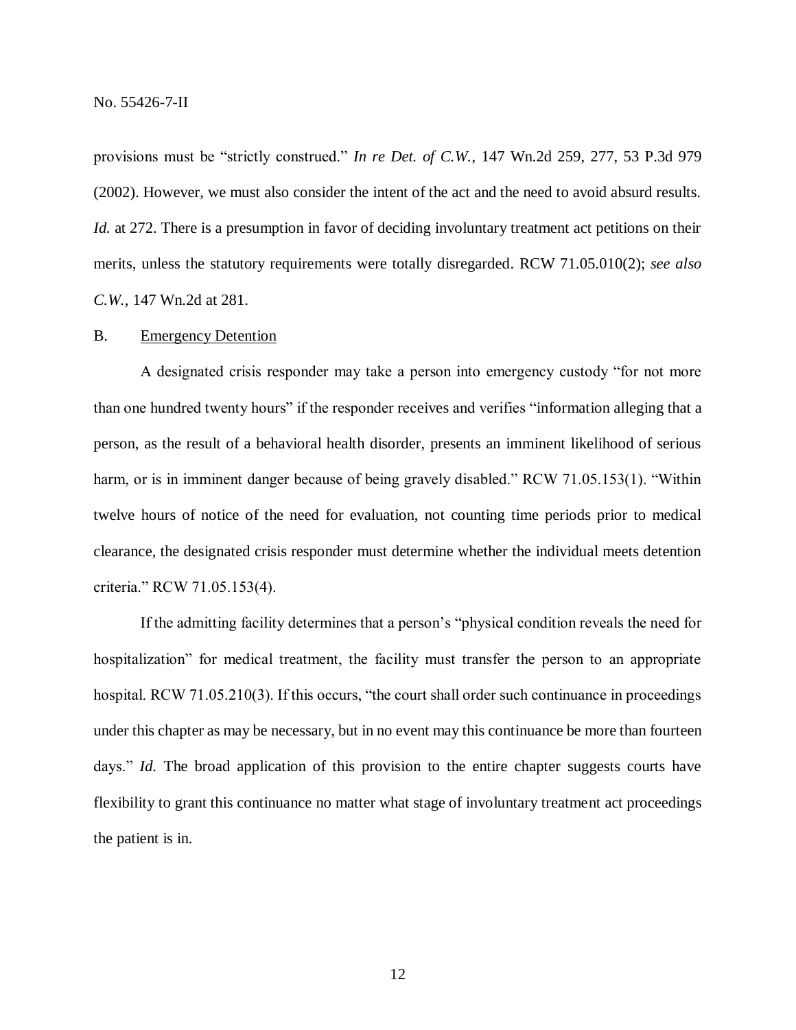provisions must be "strictly construed." *In re Det. of C.W.*, 147 Wn.2d 259, 277, 53 P.3d 979 (2002). However, we must also consider the intent of the act and the need to avoid absurd results. *Id.* at 272. There is a presumption in favor of deciding involuntary treatment act petitions on their merits, unless the statutory requirements were totally disregarded. RCW 71.05.010(2); *see also C.W.*, 147 Wn.2d at 281.

B. <u>Emergency Detention</u>

A designated crisis responder may take a person into emergency custody "for not more than one hundred twenty hours" if the responder receives and verifies "information alleging that a person, as the result of a behavioral health disorder, presents an imminent likelihood of serious harm, or is in imminent danger because of being gravely disabled." RCW 71.05.153(1). "Within twelve hours of notice of the need for evaluation, not counting time periods prior to medical clearance, the designated crisis responder must determine whether the individual meets detention criteria." RCW 71.05.153(4).

If the admitting facility determines that a person's "physical condition reveals the need for hospitalization" for medical treatment, the facility must transfer the person to an appropriate hospital. RCW 71.05.210(3). If this occurs, "the court shall order such continuance in proceedings under this chapter as may be necessary, but in no event may this continuance be more than fourteen days." *Id.* The broad application of this provision to the entire chapter suggests courts have flexibility to grant this continuance no matter what stage of involuntary treatment act proceedings the patient is in.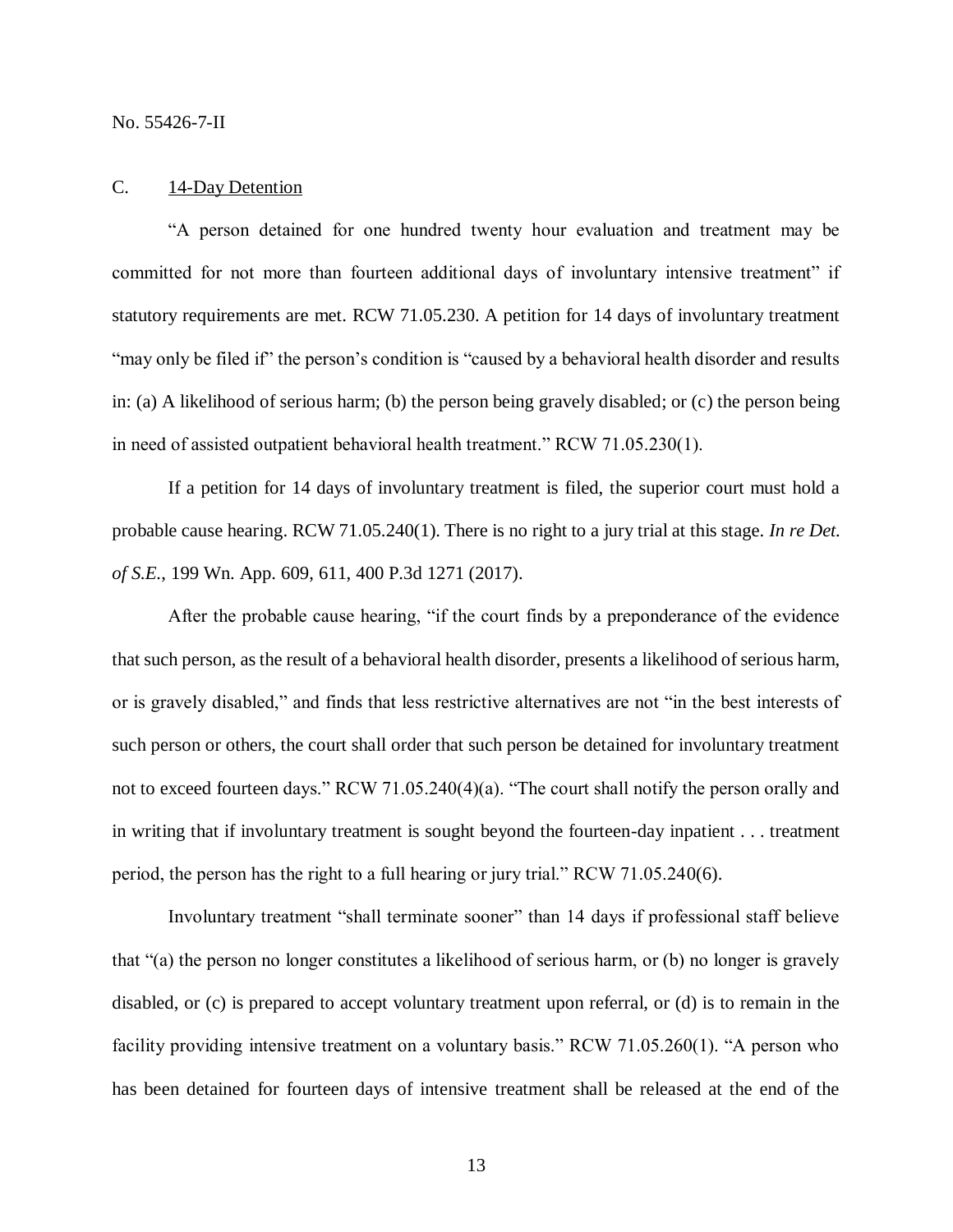### C. 14-Day Detention

"A person detained for one hundred twenty hour evaluation and treatment may be committed for not more than fourteen additional days of involuntary intensive treatment" if statutory requirements are met. RCW 71.05.230. A petition for 14 days of involuntary treatment "may only be filed if" the person's condition is "caused by a behavioral health disorder and results in: (a) A likelihood of serious harm; (b) the person being gravely disabled; or (c) the person being in need of assisted outpatient behavioral health treatment." RCW 71.05.230(1).

If a petition for 14 days of involuntary treatment is filed, the superior court must hold a probable cause hearing. RCW 71.05.240(1). There is no right to a jury trial at this stage. *In re Det. of S.E.*, 199 Wn. App. 609, 611, 400 P.3d 1271 (2017).

After the probable cause hearing, "if the court finds by a preponderance of the evidence that such person, as the result of a behavioral health disorder, presents a likelihood of serious harm, or is gravely disabled," and finds that less restrictive alternatives are not "in the best interests of such person or others, the court shall order that such person be detained for involuntary treatment not to exceed fourteen days." RCW 71.05.240(4)(a). "The court shall notify the person orally and in writing that if involuntary treatment is sought beyond the fourteen-day inpatient . . . treatment period, the person has the right to a full hearing or jury trial." RCW 71.05.240(6).

Involuntary treatment "shall terminate sooner" than 14 days if professional staff believe that "(a) the person no longer constitutes a likelihood of serious harm, or (b) no longer is gravely disabled, or (c) is prepared to accept voluntary treatment upon referral, or (d) is to remain in the facility providing intensive treatment on a voluntary basis." RCW 71.05.260(1). "A person who has been detained for fourteen days of intensive treatment shall be released at the end of the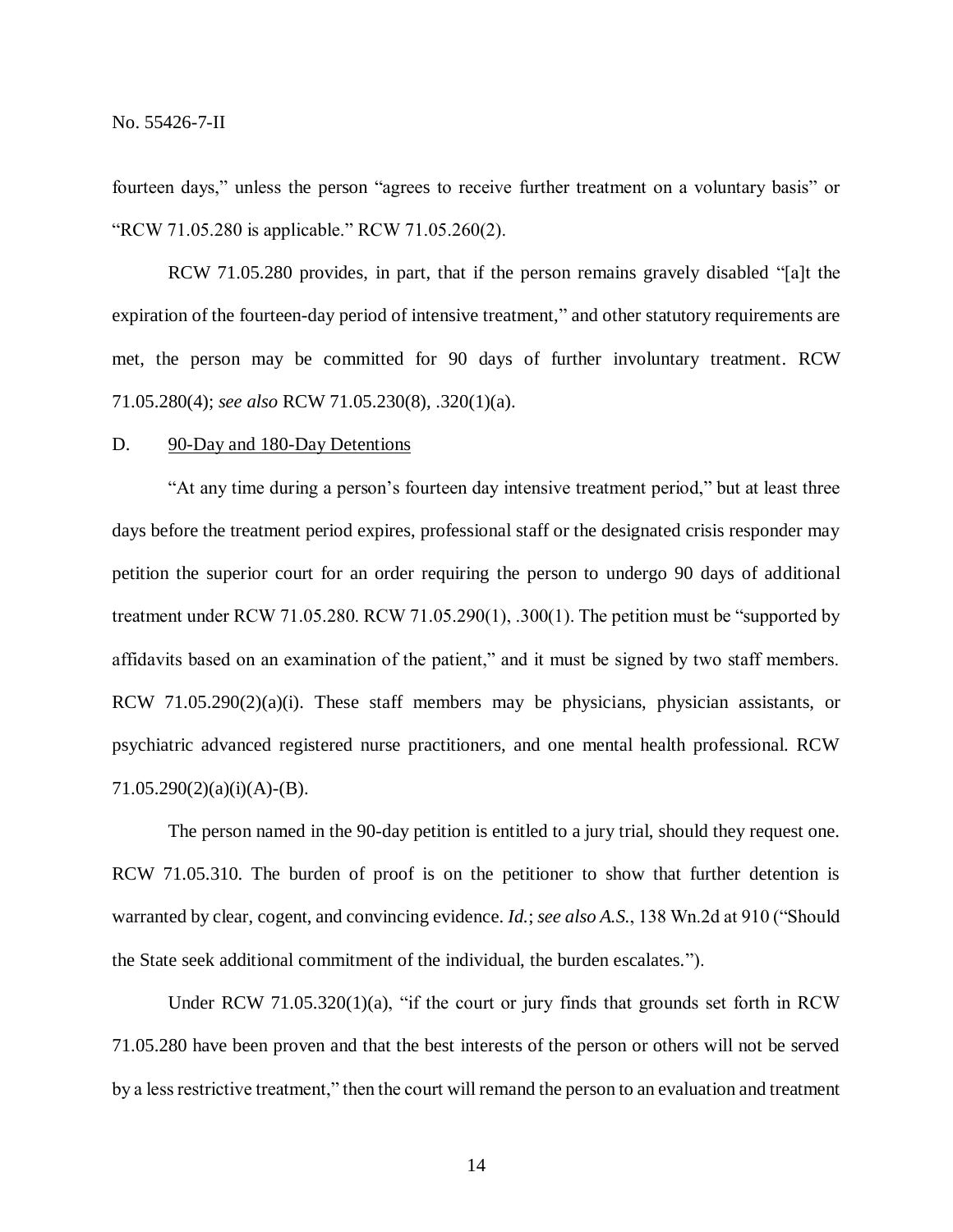fourteen days," unless the person "agrees to receive further treatment on a voluntary basis" or "RCW 71.05.280 is applicable." RCW 71.05.260(2).

RCW 71.05.280 provides, in part, that if the person remains gravely disabled "[a]t the expiration of the fourteen-day period of intensive treatment," and other statutory requirements are met, the person may be committed for 90 days of further involuntary treatment. RCW 71.05.280(4); *see also* RCW 71.05.230(8), .320(1)(a).

D. 90-Day and 180-Day Detentions

"At any time during a person's fourteen day intensive treatment period," but at least three days before the treatment period expires, professional staff or the designated crisis responder may petition the superior court for an order requiring the person to undergo 90 days of additional treatment under RCW 71.05.280. RCW 71.05.290(1), .300(1). The petition must be "supported by affidavits based on an examination of the patient," and it must be signed by two staff members. RCW 71.05.290(2)(a)(i). These staff members may be physicians, physician assistants, or psychiatric advanced registered nurse practitioners, and one mental health professional. RCW 71.05.290(2)(a)(i)(A)-(B).

The person named in the 90-day petition is entitled to a jury trial, should they request one. RCW 71.05.310. The burden of proof is on the petitioner to show that further detention is warranted by clear, cogent, and convincing evidence. *Id.*; *see also A.S.*, 138 Wn.2d at 910 ("Should the State seek additional commitment of the individual, the burden escalates.").

Under RCW 71.05.320(1)(a), "if the court or jury finds that grounds set forth in RCW 71.05.280 have been proven and that the best interests of the person or others will not be served by a less restrictive treatment," then the court will remand the person to an evaluation and treatment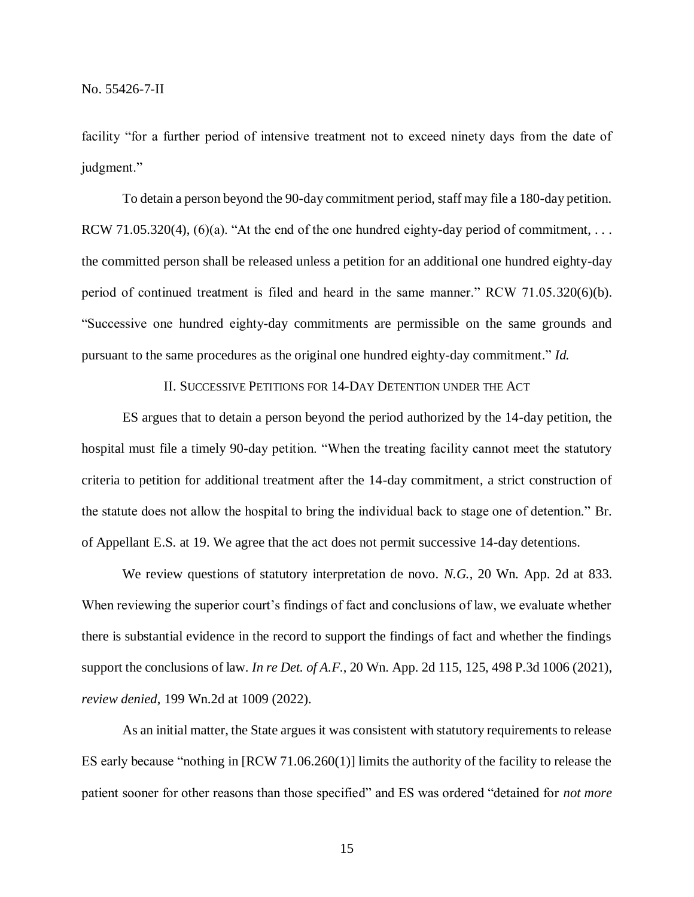facility "for a further period of intensive treatment not to exceed ninety days from the date of judgment."

To detain a person beyond the 90-day commitment period, staff may file a 180-day petition. RCW 71.05.320(4), (6)(a). "At the end of the one hundred eighty-day period of commitment, . . . the committed person shall be released unless a petition for an additional one hundred eighty-day period of continued treatment is filed and heard in the same manner." RCW 71.05.320(6)(b). "Successive one hundred eighty-day commitments are permissible on the same grounds and pursuant to the same procedures as the original one hundred eighty-day commitment." *Id.*

## II. Successive Petitions for 14-Day Detention under the Act

ES argues that to detain a person beyond the period authorized by the 14-day petition, the hospital must file a timely 90-day petition. "When the treating facility cannot meet the statutory criteria to petition for additional treatment after the 14-day commitment, a strict construction of the statute does not allow the hospital to bring the individual back to stage one of detention." Br. of Appellant E.S. at 19. We agree that the act does not permit successive 14-day detentions.

We review questions of statutory interpretation de novo. *N.G.*, 20 Wn. App. 2d at 833. When reviewing the superior court's findings of fact and conclusions of law, we evaluate whether there is substantial evidence in the record to support the findings of fact and whether the findings support the conclusions of law. *In re Det. of A.F.*, 20 Wn. App. 2d 115, 125, 498 P.3d 1006 (2021), *review denied*, 199 Wn.2d at 1009 (2022).

As an initial matter, the State argues it was consistent with statutory requirements to release ES early because "nothing in [RCW 71.06.260(1)] limits the authority of the facility to release the patient sooner for other reasons than those specified" and ES was ordered "detained for *not more*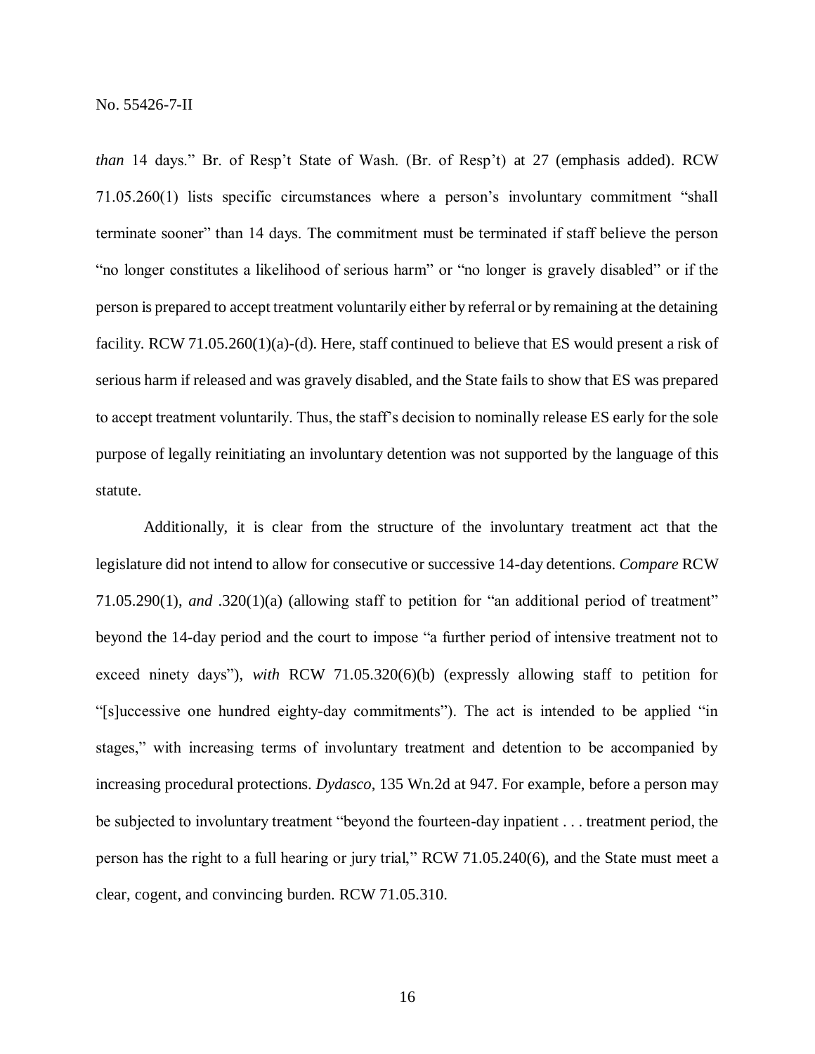*than* 14 days." Br. of Resp't State of Wash. (Br. of Resp't) at 27 (emphasis added). RCW 71.05.260(1) lists specific circumstances where a person's involuntary commitment "shall terminate sooner" than 14 days. The commitment must be terminated if staff believe the person "no longer constitutes a likelihood of serious harm" or "no longer is gravely disabled" or if the person is prepared to accept treatment voluntarily either by referral or by remaining at the detaining facility. RCW 71.05.260(1)(a)-(d). Here, staff continued to believe that ES would present a risk of serious harm if released and was gravely disabled, and the State fails to show that ES was prepared to accept treatment voluntarily. Thus, the staff's decision to nominally release ES early for the sole purpose of legally reinitiating an involuntary detention was not supported by the language of this statute.

Additionally, it is clear from the structure of the involuntary treatment act that the legislature did not intend to allow for consecutive or successive 14-day detentions. *Compare* RCW 71.05.290(1), *and* .320(1)(a) (allowing staff to petition for "an additional period of treatment" beyond the 14-day period and the court to impose "a further period of intensive treatment not to exceed ninety days"), *with* RCW 71.05.320(6)(b) (expressly allowing staff to petition for "[s]uccessive one hundred eighty-day commitments"). The act is intended to be applied "in stages," with increasing terms of involuntary treatment and detention to be accompanied by increasing procedural protections. *Dydasco*, 135 Wn.2d at 947. For example, before a person may be subjected to involuntary treatment "beyond the fourteen-day inpatient . . . treatment period, the person has the right to a full hearing or jury trial," RCW 71.05.240(6), and the State must meet a clear, cogent, and convincing burden. RCW 71.05.310.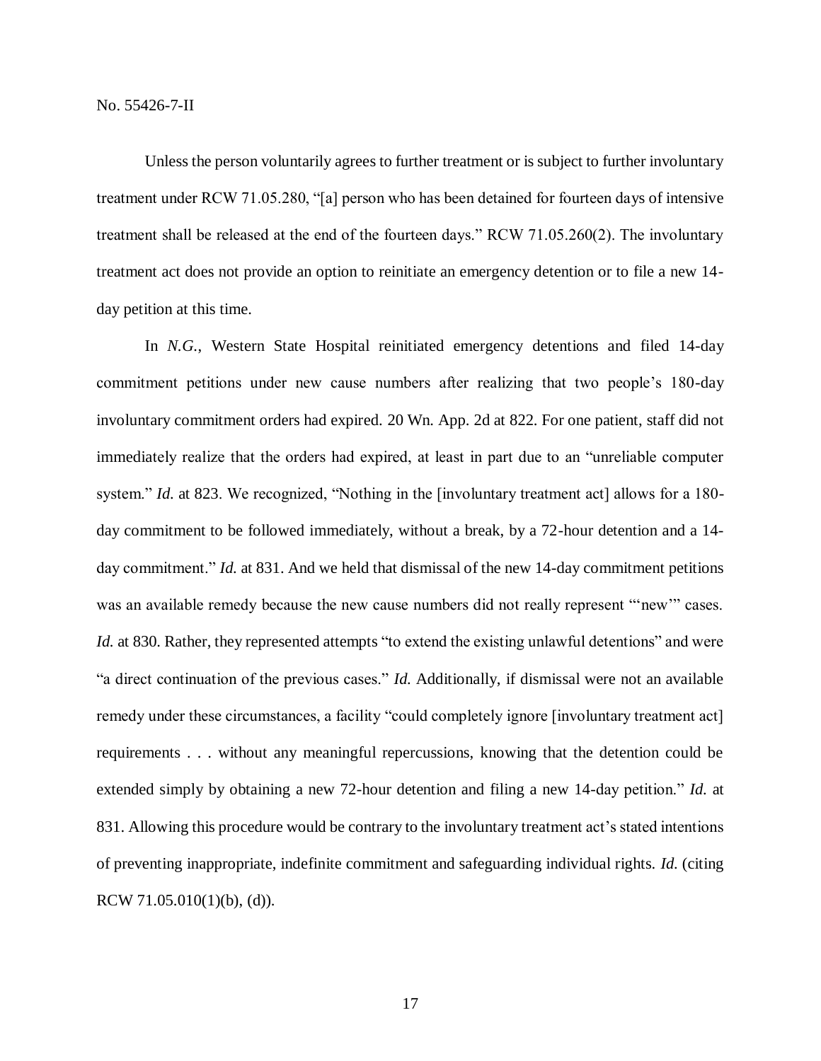Unless the person voluntarily agrees to further treatment or is subject to further involuntary treatment under RCW 71.05.280, "[a] person who has been detained for fourteen days of intensive treatment shall be released at the end of the fourteen days." RCW 71.05.260(2). The involuntary treatment act does not provide an option to reinitiate an emergency detention or to file a new 14-day petition at this time.

In *N.G.*, Western State Hospital reinitiated emergency detentions and filed 14-day commitment petitions under new cause numbers after realizing that two people's 180-day involuntary commitment orders had expired. 20 Wn. App. 2d at 822. For one patient, staff did not immediately realize that the orders had expired, at least in part due to an "unreliable computer system." *Id.* at 823. We recognized, "Nothing in the [involuntary treatment act] allows for a 180-day commitment to be followed immediately, without a break, by a 72-hour detention and a 14-day commitment." *Id.* at 831. And we held that dismissal of the new 14-day commitment petitions was an available remedy because the new cause numbers did not really represent "'new'" cases. *Id.* at 830. Rather, they represented attempts "to extend the existing unlawful detentions" and were "a direct continuation of the previous cases." *Id.* Additionally, if dismissal were not an available remedy under these circumstances, a facility "could completely ignore [involuntary treatment act] requirements . . . without any meaningful repercussions, knowing that the detention could be extended simply by obtaining a new 72-hour detention and filing a new 14-day petition." *Id.* at 831. Allowing this procedure would be contrary to the involuntary treatment act's stated intentions of preventing inappropriate, indefinite commitment and safeguarding individual rights. *Id.* (citing RCW 71.05.010(1)(b), (d)).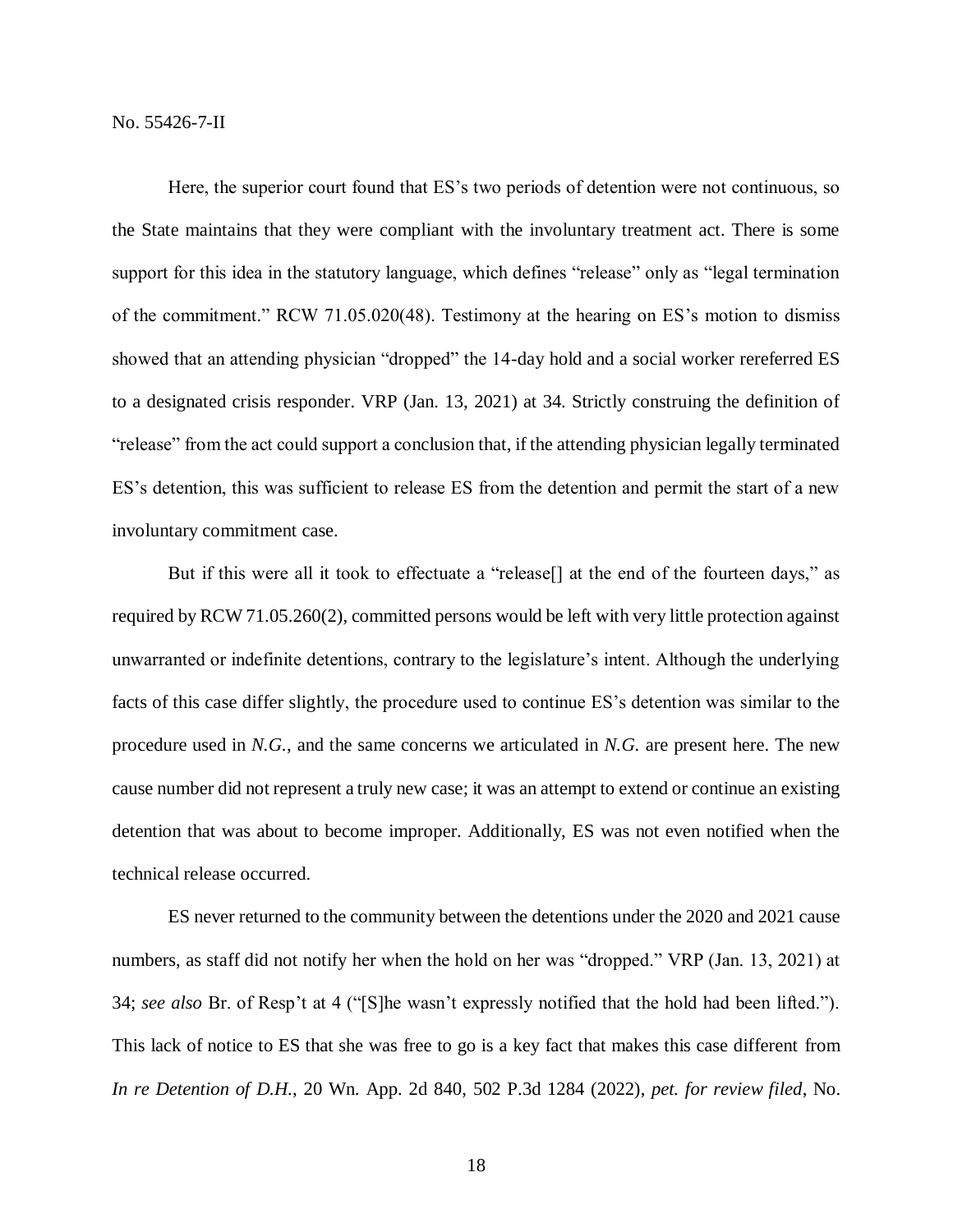Here, the superior court found that ES's two periods of detention were not continuous, so the State maintains that they were compliant with the involuntary treatment act. There is some support for this idea in the statutory language, which defines "release" only as "legal termination of the commitment." RCW 71.05.020(48). Testimony at the hearing on ES's motion to dismiss showed that an attending physician "dropped" the 14-day hold and a social worker rereferred ES to a designated crisis responder. VRP (Jan. 13, 2021) at 34. Strictly construing the definition of "release" from the act could support a conclusion that, if the attending physician legally terminated ES's detention, this was sufficient to release ES from the detention and permit the start of a new involuntary commitment case.

But if this were all it took to effectuate a "release[] at the end of the fourteen days," as required by RCW 71.05.260(2), committed persons would be left with very little protection against unwarranted or indefinite detentions, contrary to the legislature's intent. Although the underlying facts of this case differ slightly, the procedure used to continue ES's detention was similar to the procedure used in *N.G.*, and the same concerns we articulated in *N.G.* are present here. The new cause number did not represent a truly new case; it was an attempt to extend or continue an existing detention that was about to become improper. Additionally, ES was not even notified when the technical release occurred.

ES never returned to the community between the detentions under the 2020 and 2021 cause numbers, as staff did not notify her when the hold on her was "dropped." VRP (Jan. 13, 2021) at 34; *see also* Br. of Resp't at 4 ("[S]he wasn't expressly notified that the hold had been lifted."). This lack of notice to ES that she was free to go is a key fact that makes this case different from *In re Detention of D.H.*, 20 Wn. App. 2d 840, 502 P.3d 1284 (2022), *pet. for review filed*, No.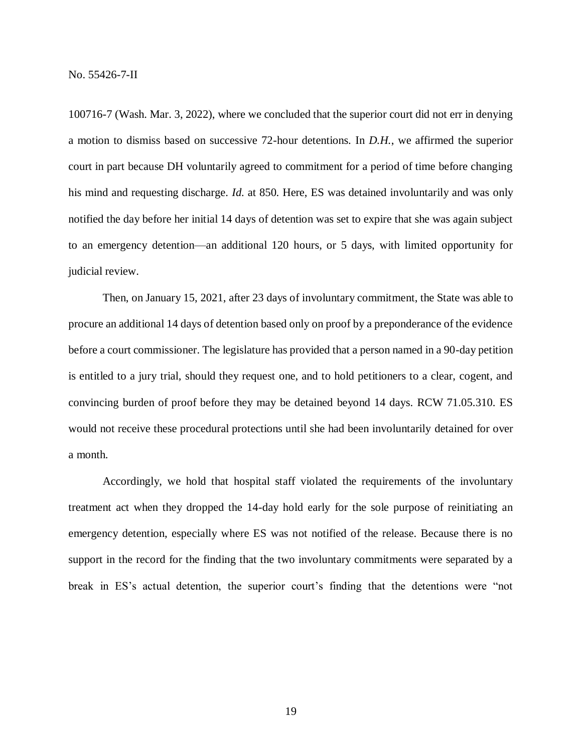100716-7 (Wash. Mar. 3, 2022), where we concluded that the superior court did not err in denying a motion to dismiss based on successive 72-hour detentions. In *D.H.*, we affirmed the superior court in part because DH voluntarily agreed to commitment for a period of time before changing his mind and requesting discharge. *Id.* at 850. Here, ES was detained involuntarily and was only notified the day before her initial 14 days of detention was set to expire that she was again subject to an emergency detention—an additional 120 hours, or 5 days, with limited opportunity for judicial review.

Then, on January 15, 2021, after 23 days of involuntary commitment, the State was able to procure an additional 14 days of detention based only on proof by a preponderance of the evidence before a court commissioner. The legislature has provided that a person named in a 90-day petition is entitled to a jury trial, should they request one, and to hold petitioners to a clear, cogent, and convincing burden of proof before they may be detained beyond 14 days. RCW 71.05.310. ES would not receive these procedural protections until she had been involuntarily detained for over a month.

Accordingly, we hold that hospital staff violated the requirements of the involuntary treatment act when they dropped the 14-day hold early for the sole purpose of reinitiating an emergency detention, especially where ES was not notified of the release. Because there is no support in the record for the finding that the two involuntary commitments were separated by a break in ES's actual detention, the superior court's finding that the detentions were "not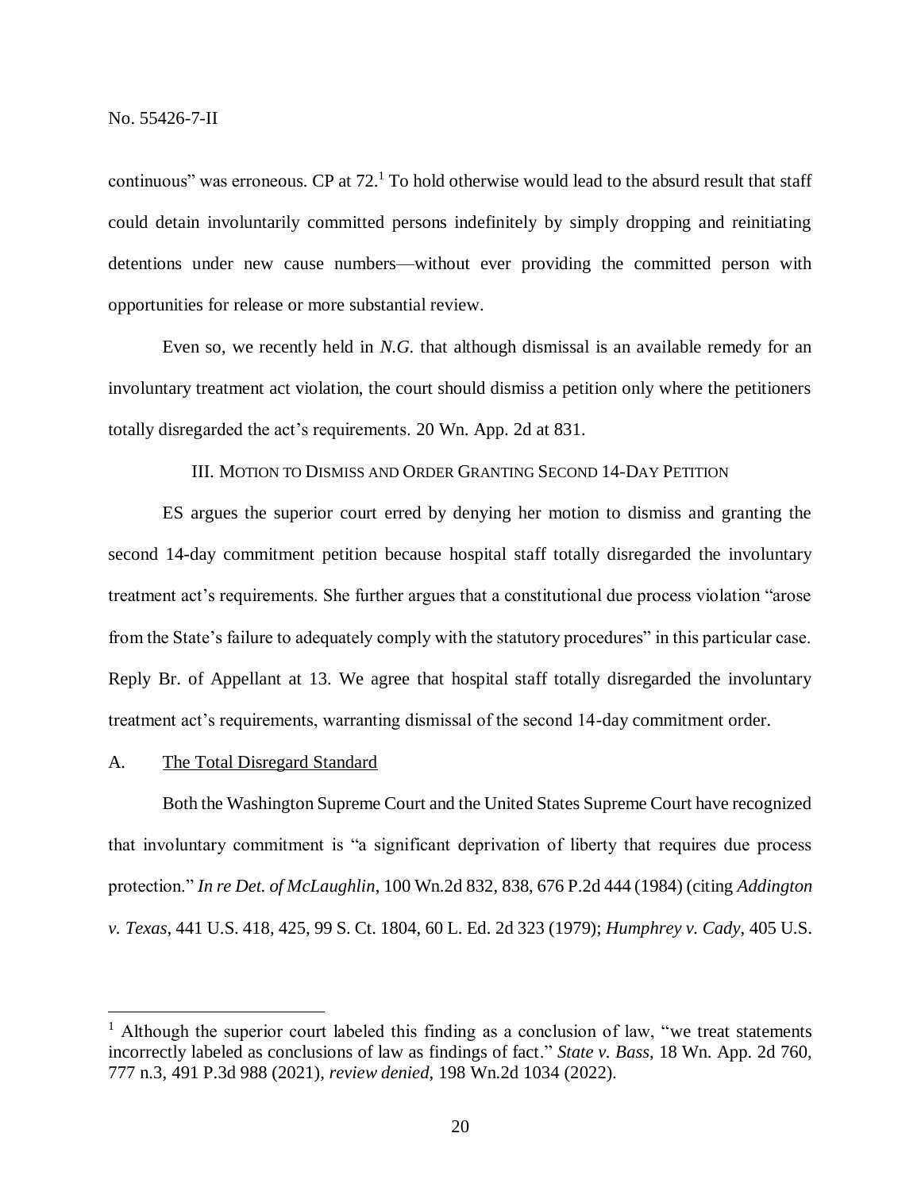continuous" was erroneous. CP at 72.[1] To hold otherwise would lead to the absurd result that staff could detain involuntarily committed persons indefinitely by simply dropping and reinitiating detentions under new cause numbers—without ever providing the committed person with opportunities for release or more substantial review.

Even so, we recently held in *N.G.* that although dismissal is an available remedy for an involuntary treatment act violation, the court should dismiss a petition only where the petitioners totally disregarded the act's requirements. 20 Wn. App. 2d at 831.

### III. Motion to Dismiss and Order Granting Second 14-Day Petition

ES argues the superior court erred by denying her motion to dismiss and granting the second 14-day commitment petition because hospital staff totally disregarded the involuntary treatment act's requirements. She further argues that a constitutional due process violation "arose from the State's failure to adequately comply with the statutory procedures" in this particular case. Reply Br. of Appellant at 13. We agree that hospital staff totally disregarded the involuntary treatment act's requirements, warranting dismissal of the second 14-day commitment order.

#### A. The Total Disregard Standard

Both the Washington Supreme Court and the United States Supreme Court have recognized that involuntary commitment is "a significant deprivation of liberty that requires due process protection." *In re Det. of McLaughlin*, 100 Wn.2d 832, 838, 676 P.2d 444 (1984) (citing *Addington v. Texas*, 441 U.S. 418, 425, 99 S. Ct. 1804, 60 L. Ed. 2d 323 (1979); *Humphrey v. Cady*, 405 U.S.

---

[1] Although the superior court labeled this finding as a conclusion of law, "we treat statements incorrectly labeled as conclusions of law as findings of fact." *State v. Bass*, 18 Wn. App. 2d 760, 777 n.3, 491 P.3d 988 (2021), *review denied*, 198 Wn.2d 1034 (2022).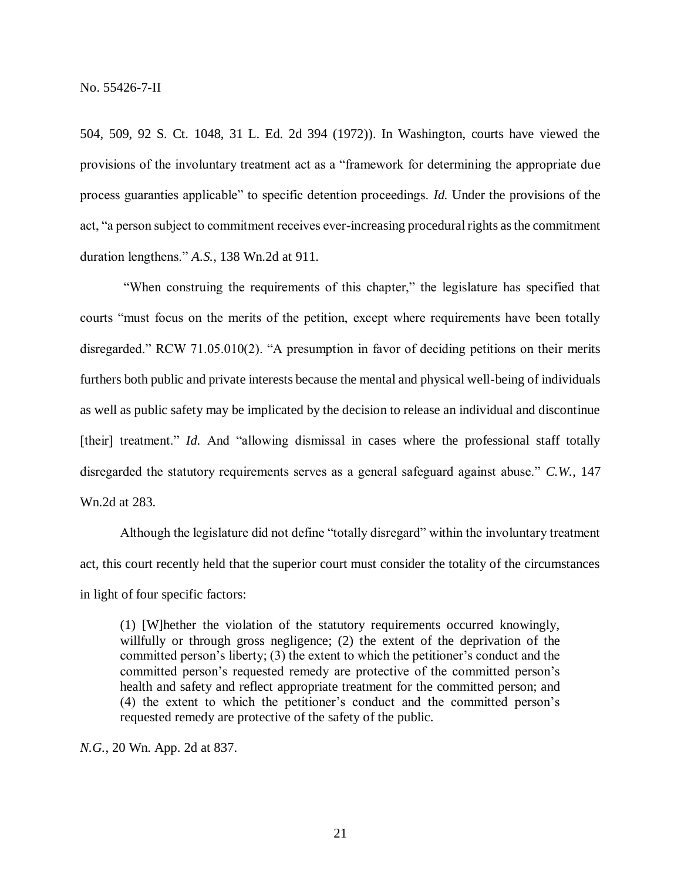504, 509, 92 S. Ct. 1048, 31 L. Ed. 2d 394 (1972)). In Washington, courts have viewed the provisions of the involuntary treatment act as a "framework for determining the appropriate due process guaranties applicable" to specific detention proceedings. *Id.* Under the provisions of the act, "a person subject to commitment receives ever-increasing procedural rights as the commitment duration lengthens." *A.S.*, 138 Wn.2d at 911.

"When construing the requirements of this chapter," the legislature has specified that courts "must focus on the merits of the petition, except where requirements have been totally disregarded." RCW 71.05.010(2). "A presumption in favor of deciding petitions on their merits furthers both public and private interests because the mental and physical well-being of individuals as well as public safety may be implicated by the decision to release an individual and discontinue [their] treatment." *Id.* And "allowing dismissal in cases where the professional staff totally disregarded the statutory requirements serves as a general safeguard against abuse." *C.W.*, 147 Wn.2d at 283.

Although the legislature did not define "totally disregard" within the involuntary treatment act, this court recently held that the superior court must consider the totality of the circumstances in light of four specific factors:

> (1) [W]hether the violation of the statutory requirements occurred knowingly, willfully or through gross negligence; (2) the extent of the deprivation of the committed person's liberty; (3) the extent to which the petitioner's conduct and the committed person's requested remedy are protective of the committed person's health and safety and reflect appropriate treatment for the committed person; and (4) the extent to which the petitioner's conduct and the committed person's requested remedy are protective of the safety of the public.

*N.G.*, 20 Wn. App. 2d at 837.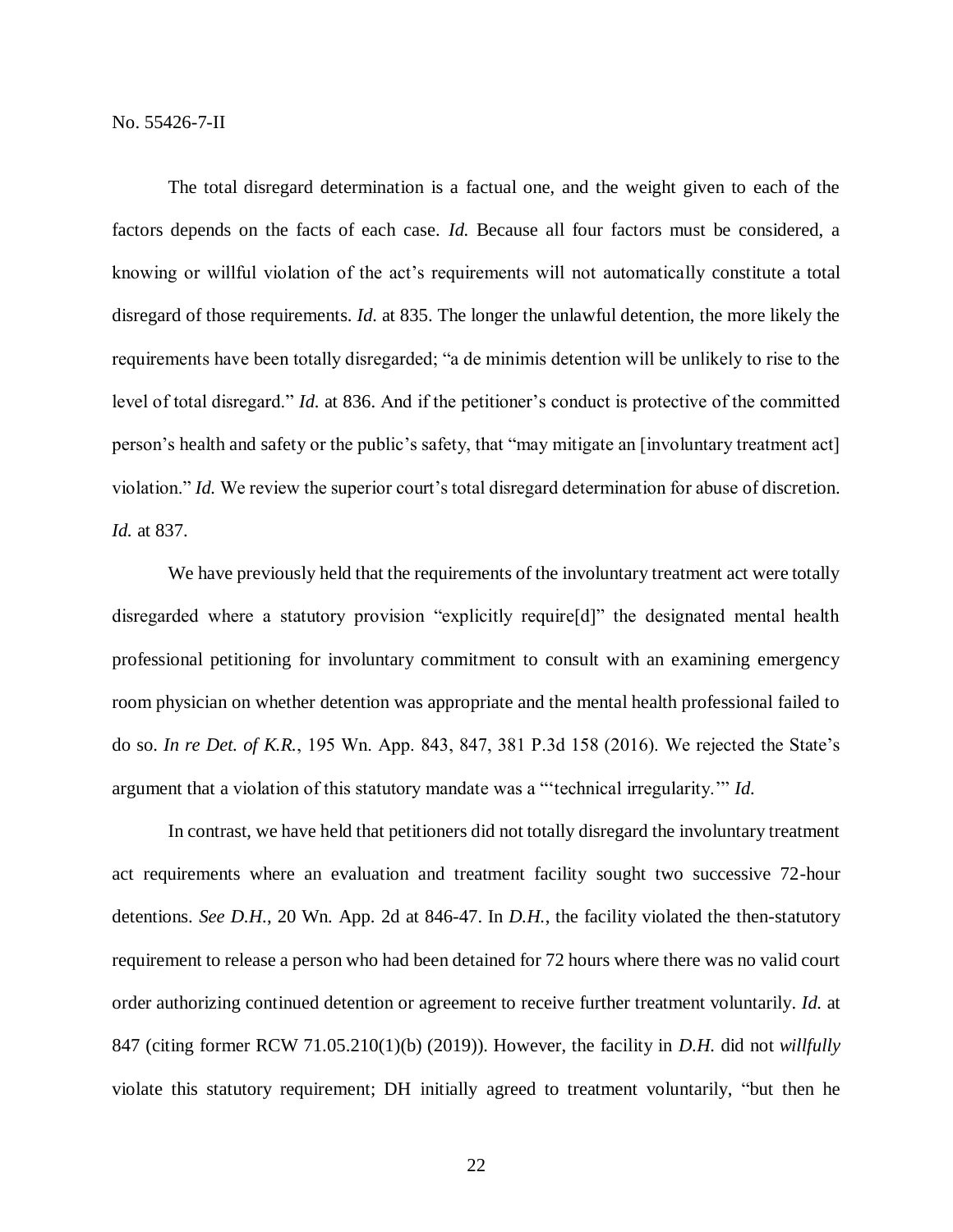The total disregard determination is a factual one, and the weight given to each of the factors depends on the facts of each case. *Id.* Because all four factors must be considered, a knowing or willful violation of the act's requirements will not automatically constitute a total disregard of those requirements. *Id.* at 835. The longer the unlawful detention, the more likely the requirements have been totally disregarded; "a de minimis detention will be unlikely to rise to the level of total disregard." *Id.* at 836. And if the petitioner's conduct is protective of the committed person's health and safety or the public's safety, that "may mitigate an [involuntary treatment act] violation." *Id.* We review the superior court's total disregard determination for abuse of discretion. *Id.* at 837.

We have previously held that the requirements of the involuntary treatment act were totally disregarded where a statutory provision "explicitly require[d]" the designated mental health professional petitioning for involuntary commitment to consult with an examining emergency room physician on whether detention was appropriate and the mental health professional failed to do so. *In re Det. of K.R.*, 195 Wn. App. 843, 847, 381 P.3d 158 (2016). We rejected the State's argument that a violation of this statutory mandate was a "'technical irregularity.'" *Id.*

In contrast, we have held that petitioners did not totally disregard the involuntary treatment act requirements where an evaluation and treatment facility sought two successive 72-hour detentions. *See D.H.*, 20 Wn. App. 2d at 846-47. In *D.H.*, the facility violated the then-statutory requirement to release a person who had been detained for 72 hours where there was no valid court order authorizing continued detention or agreement to receive further treatment voluntarily. *Id.* at 847 (citing former RCW 71.05.210(1)(b) (2019)). However, the facility in *D.H.* did not *willfully* violate this statutory requirement; DH initially agreed to treatment voluntarily, "but then he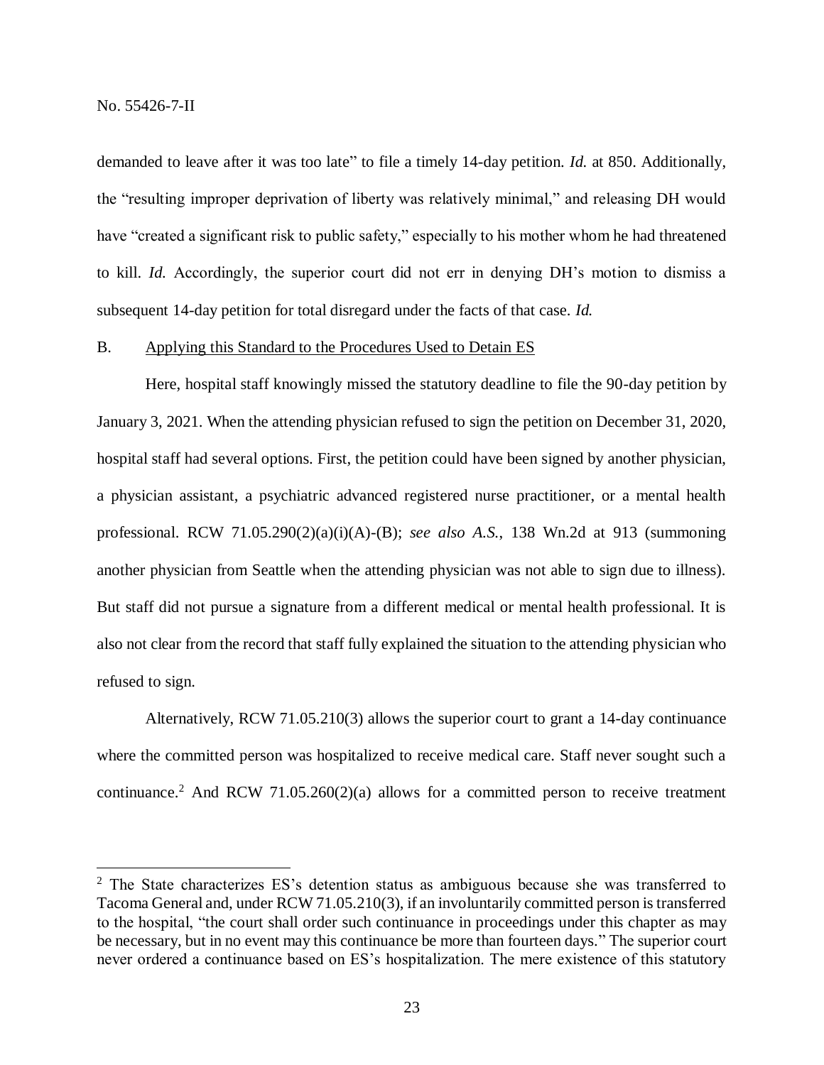demanded to leave after it was too late" to file a timely 14-day petition. *Id.* at 850. Additionally, the "resulting improper deprivation of liberty was relatively minimal," and releasing DH would have "created a significant risk to public safety," especially to his mother whom he had threatened to kill. *Id.* Accordingly, the superior court did not err in denying DH's motion to dismiss a subsequent 14-day petition for total disregard under the facts of that case. *Id.*

B. Applying this Standard to the Procedures Used to Detain ES

Here, hospital staff knowingly missed the statutory deadline to file the 90-day petition by January 3, 2021. When the attending physician refused to sign the petition on December 31, 2020, hospital staff had several options. First, the petition could have been signed by another physician, a physician assistant, a psychiatric advanced registered nurse practitioner, or a mental health professional. RCW 71.05.290(2)(a)(i)(A)-(B); *see also A.S.*, 138 Wn.2d at 913 (summoning another physician from Seattle when the attending physician was not able to sign due to illness). But staff did not pursue a signature from a different medical or mental health professional. It is also not clear from the record that staff fully explained the situation to the attending physician who refused to sign.

Alternatively, RCW 71.05.210(3) allows the superior court to grant a 14-day continuance where the committed person was hospitalized to receive medical care. Staff never sought such a continuance.[2] And RCW 71.05.260(2)(a) allows for a committed person to receive treatment

[2] The State characterizes ES's detention status as ambiguous because she was transferred to Tacoma General and, under RCW 71.05.210(3), if an involuntarily committed person is transferred to the hospital, "the court shall order such continuance in proceedings under this chapter as may be necessary, but in no event may this continuance be more than fourteen days." The superior court never ordered a continuance based on ES's hospitalization. The mere existence of this statutory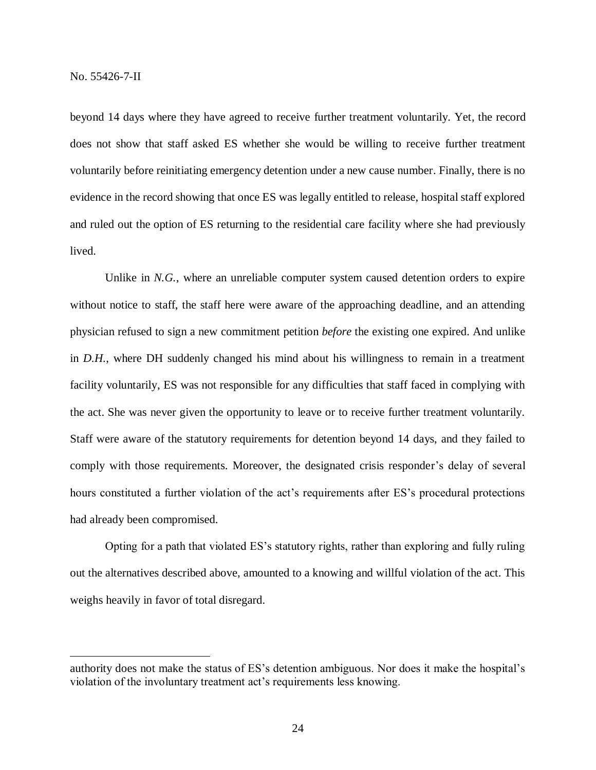beyond 14 days where they have agreed to receive further treatment voluntarily. Yet, the record does not show that staff asked ES whether she would be willing to receive further treatment voluntarily before reinitiating emergency detention under a new cause number. Finally, there is no evidence in the record showing that once ES was legally entitled to release, hospital staff explored and ruled out the option of ES returning to the residential care facility where she had previously lived.

Unlike in *N.G.*, where an unreliable computer system caused detention orders to expire without notice to staff, the staff here were aware of the approaching deadline, and an attending physician refused to sign a new commitment petition *before* the existing one expired. And unlike in *D.H.*, where DH suddenly changed his mind about his willingness to remain in a treatment facility voluntarily, ES was not responsible for any difficulties that staff faced in complying with the act. She was never given the opportunity to leave or to receive further treatment voluntarily. Staff were aware of the statutory requirements for detention beyond 14 days, and they failed to comply with those requirements. Moreover, the designated crisis responder's delay of several hours constituted a further violation of the act's requirements after ES's procedural protections had already been compromised.

Opting for a path that violated ES's statutory rights, rather than exploring and fully ruling out the alternatives described above, amounted to a knowing and willful violation of the act. This weighs heavily in favor of total disregard.

---

authority does not make the status of ES's detention ambiguous. Nor does it make the hospital's violation of the involuntary treatment act's requirements less knowing.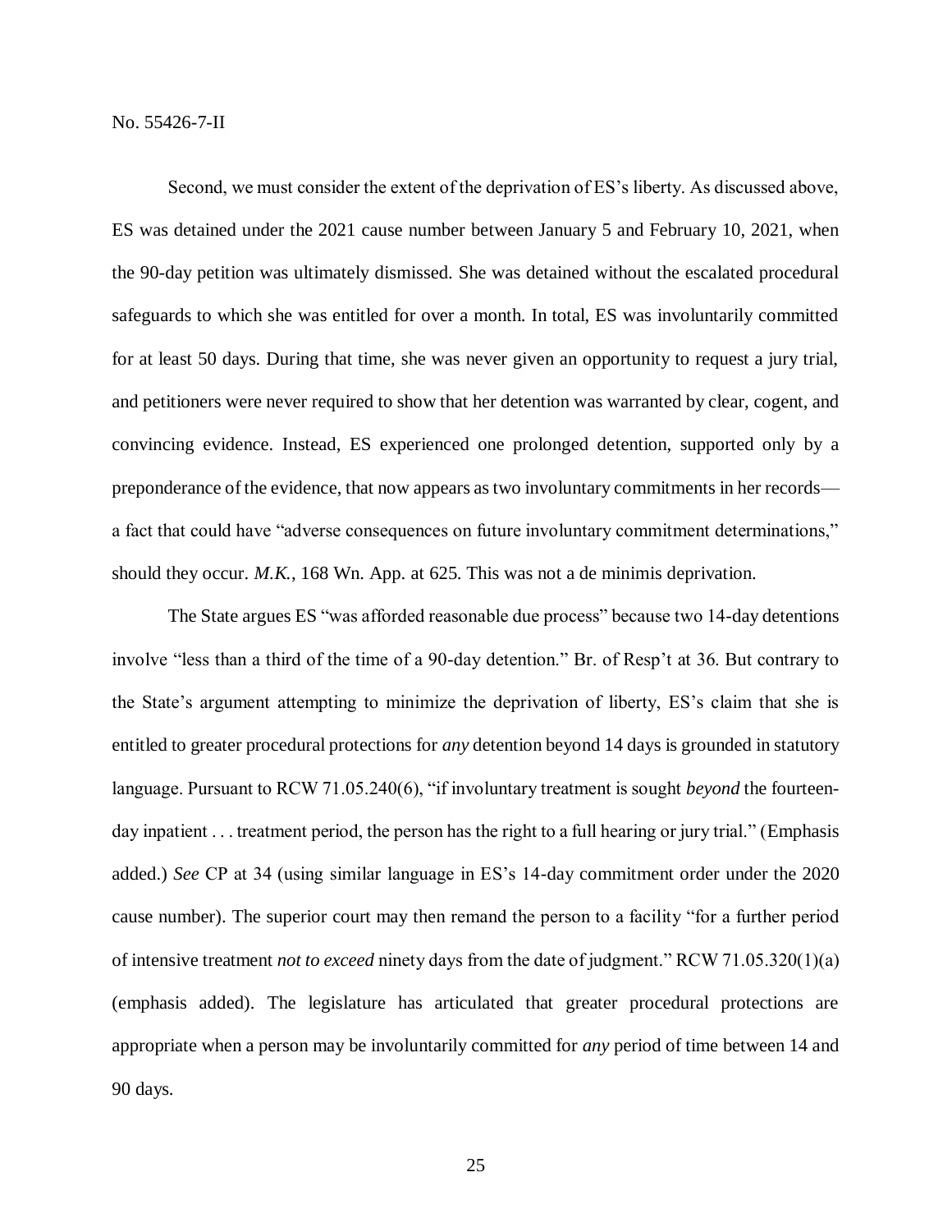Second, we must consider the extent of the deprivation of ES's liberty. As discussed above, ES was detained under the 2021 cause number between January 5 and February 10, 2021, when the 90-day petition was ultimately dismissed. She was detained without the escalated procedural safeguards to which she was entitled for over a month. In total, ES was involuntarily committed for at least 50 days. During that time, she was never given an opportunity to request a jury trial, and petitioners were never required to show that her detention was warranted by clear, cogent, and convincing evidence. Instead, ES experienced one prolonged detention, supported only by a preponderance of the evidence, that now appears as two involuntary commitments in her records—a fact that could have "adverse consequences on future involuntary commitment determinations," should they occur. *M.K.*, 168 Wn. App. at 625. This was not a de minimis deprivation.

The State argues ES "was afforded reasonable due process" because two 14-day detentions involve "less than a third of the time of a 90-day detention." Br. of Resp't at 36. But contrary to the State's argument attempting to minimize the deprivation of liberty, ES's claim that she is entitled to greater procedural protections for *any* detention beyond 14 days is grounded in statutory language. Pursuant to RCW 71.05.240(6), "if involuntary treatment is sought *beyond* the fourteen-day inpatient . . . treatment period, the person has the right to a full hearing or jury trial." (Emphasis added.) *See* CP at 34 (using similar language in ES's 14-day commitment order under the 2020 cause number). The superior court may then remand the person to a facility "for a further period of intensive treatment *not to exceed* ninety days from the date of judgment." RCW 71.05.320(1)(a) (emphasis added). The legislature has articulated that greater procedural protections are appropriate when a person may be involuntarily committed for *any* period of time between 14 and 90 days.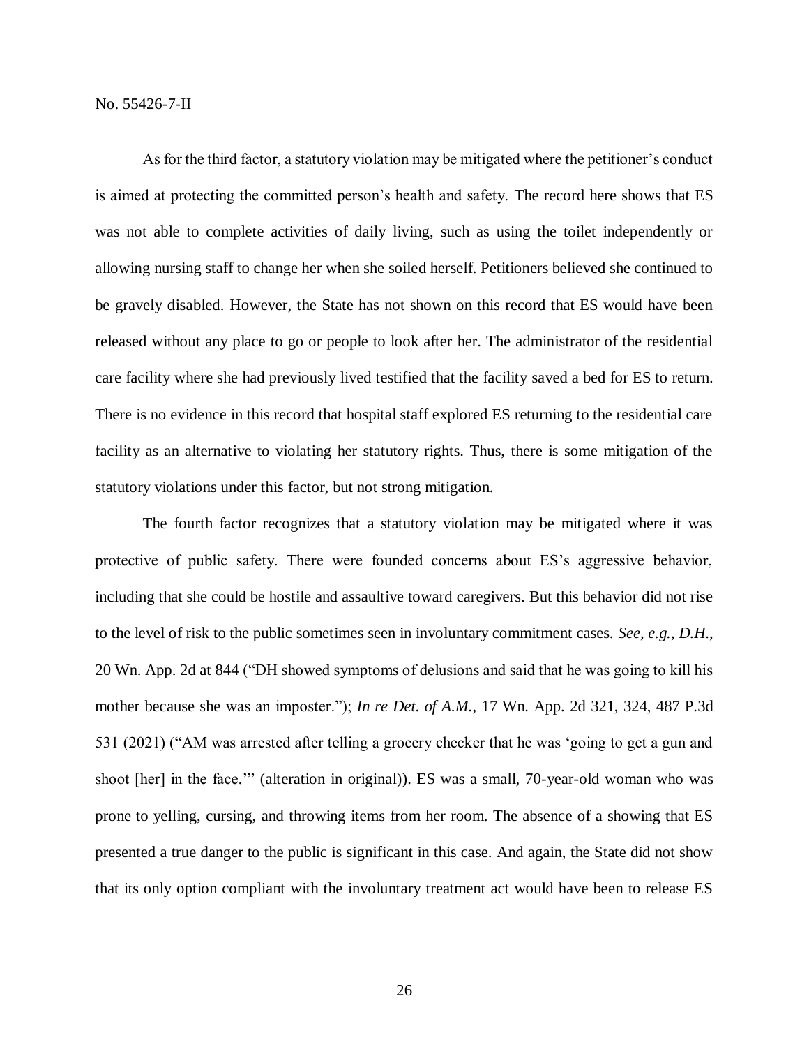As for the third factor, a statutory violation may be mitigated where the petitioner's conduct is aimed at protecting the committed person's health and safety. The record here shows that ES was not able to complete activities of daily living, such as using the toilet independently or allowing nursing staff to change her when she soiled herself. Petitioners believed she continued to be gravely disabled. However, the State has not shown on this record that ES would have been released without any place to go or people to look after her. The administrator of the residential care facility where she had previously lived testified that the facility saved a bed for ES to return. There is no evidence in this record that hospital staff explored ES returning to the residential care facility as an alternative to violating her statutory rights. Thus, there is some mitigation of the statutory violations under this factor, but not strong mitigation.

The fourth factor recognizes that a statutory violation may be mitigated where it was protective of public safety. There were founded concerns about ES's aggressive behavior, including that she could be hostile and assaultive toward caregivers. But this behavior did not rise to the level of risk to the public sometimes seen in involuntary commitment cases. *See, e.g.*, *D.H.*, 20 Wn. App. 2d at 844 ("DH showed symptoms of delusions and said that he was going to kill his mother because she was an imposter."); *In re Det. of A.M.*, 17 Wn. App. 2d 321, 324, 487 P.3d 531 (2021) ("AM was arrested after telling a grocery checker that he was 'going to get a gun and shoot [her] in the face.'" (alteration in original)). ES was a small, 70-year-old woman who was prone to yelling, cursing, and throwing items from her room. The absence of a showing that ES presented a true danger to the public is significant in this case. And again, the State did not show that its only option compliant with the involuntary treatment act would have been to release ES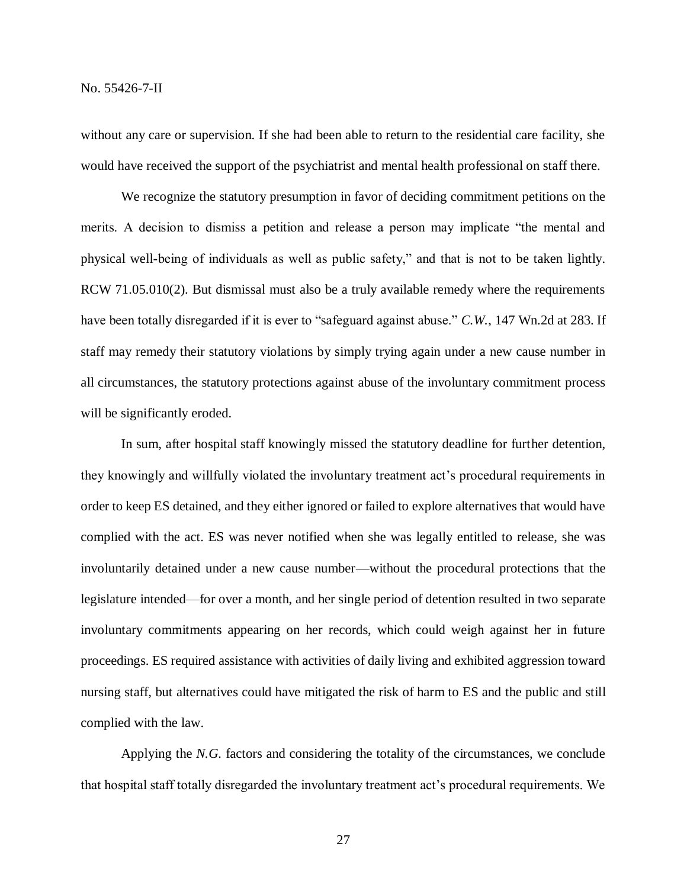without any care or supervision. If she had been able to return to the residential care facility, she would have received the support of the psychiatrist and mental health professional on staff there.

We recognize the statutory presumption in favor of deciding commitment petitions on the merits. A decision to dismiss a petition and release a person may implicate "the mental and physical well-being of individuals as well as public safety," and that is not to be taken lightly. RCW 71.05.010(2). But dismissal must also be a truly available remedy where the requirements have been totally disregarded if it is ever to "safeguard against abuse." *C.W.*, 147 Wn.2d at 283. If staff may remedy their statutory violations by simply trying again under a new cause number in all circumstances, the statutory protections against abuse of the involuntary commitment process will be significantly eroded.

In sum, after hospital staff knowingly missed the statutory deadline for further detention, they knowingly and willfully violated the involuntary treatment act's procedural requirements in order to keep ES detained, and they either ignored or failed to explore alternatives that would have complied with the act. ES was never notified when she was legally entitled to release, she was involuntarily detained under a new cause number—without the procedural protections that the legislature intended—for over a month, and her single period of detention resulted in two separate involuntary commitments appearing on her records, which could weigh against her in future proceedings. ES required assistance with activities of daily living and exhibited aggression toward nursing staff, but alternatives could have mitigated the risk of harm to ES and the public and still complied with the law.

Applying the *N.G.* factors and considering the totality of the circumstances, we conclude that hospital staff totally disregarded the involuntary treatment act's procedural requirements. We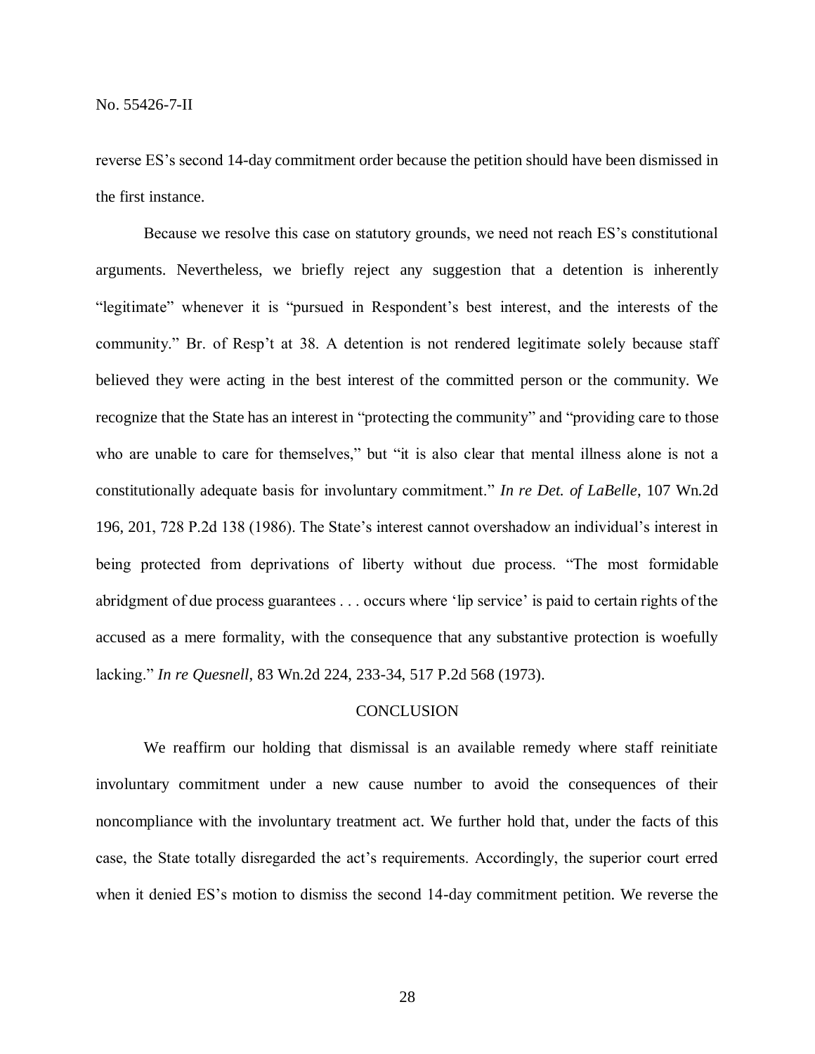reverse ES's second 14-day commitment order because the petition should have been dismissed in the first instance.

Because we resolve this case on statutory grounds, we need not reach ES's constitutional arguments. Nevertheless, we briefly reject any suggestion that a detention is inherently "legitimate" whenever it is "pursued in Respondent's best interest, and the interests of the community." Br. of Resp't at 38. A detention is not rendered legitimate solely because staff believed they were acting in the best interest of the committed person or the community. We recognize that the State has an interest in "protecting the community" and "providing care to those who are unable to care for themselves," but "it is also clear that mental illness alone is not a constitutionally adequate basis for involuntary commitment." *In re Det. of LaBelle*, 107 Wn.2d 196, 201, 728 P.2d 138 (1986). The State's interest cannot overshadow an individual's interest in being protected from deprivations of liberty without due process. "The most formidable abridgment of due process guarantees . . . occurs where 'lip service' is paid to certain rights of the accused as a mere formality, with the consequence that any substantive protection is woefully lacking." *In re Quesnell*, 83 Wn.2d 224, 233-34, 517 P.2d 568 (1973).

## CONCLUSION

We reaffirm our holding that dismissal is an available remedy where staff reinitiate involuntary commitment under a new cause number to avoid the consequences of their noncompliance with the involuntary treatment act. We further hold that, under the facts of this case, the State totally disregarded the act's requirements. Accordingly, the superior court erred when it denied ES's motion to dismiss the second 14-day commitment petition. We reverse the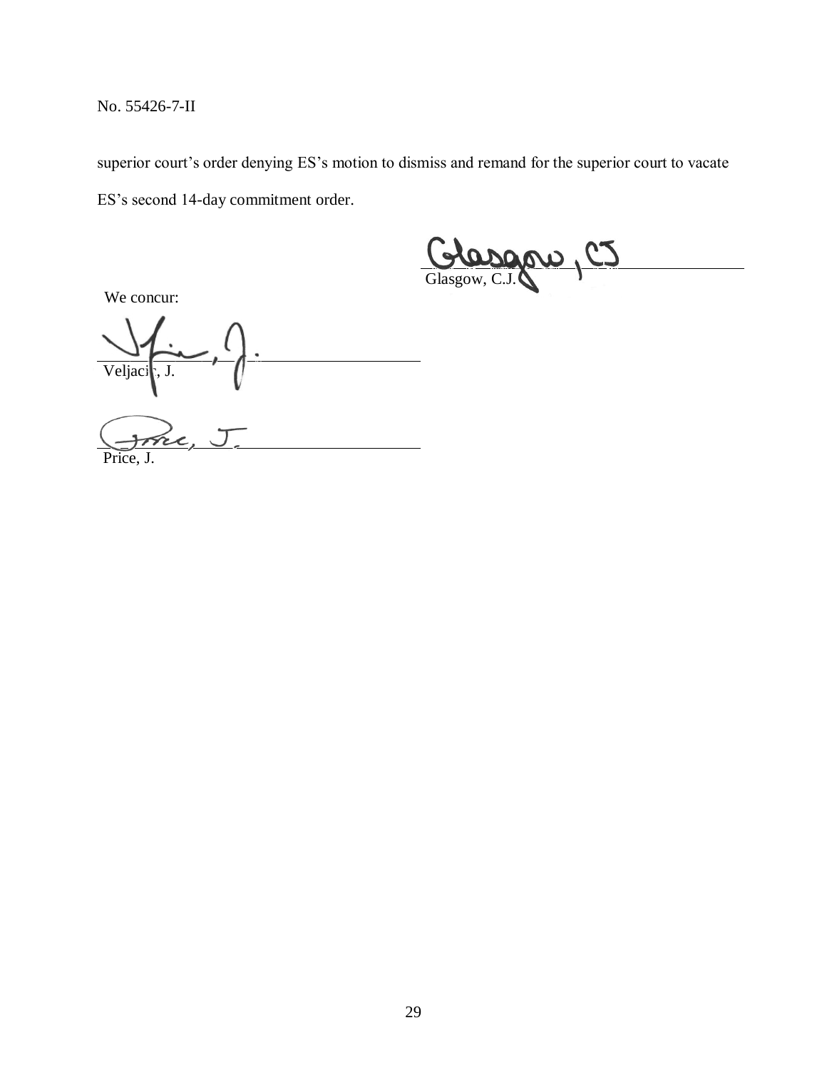No. 55426-7-II

superior court's order denying ES's motion to dismiss and remand for the superior court to vacate ES's second 14-day commitment order.

Glasgow, C.J.

We concur:

Veljacic, J.

Price, J.